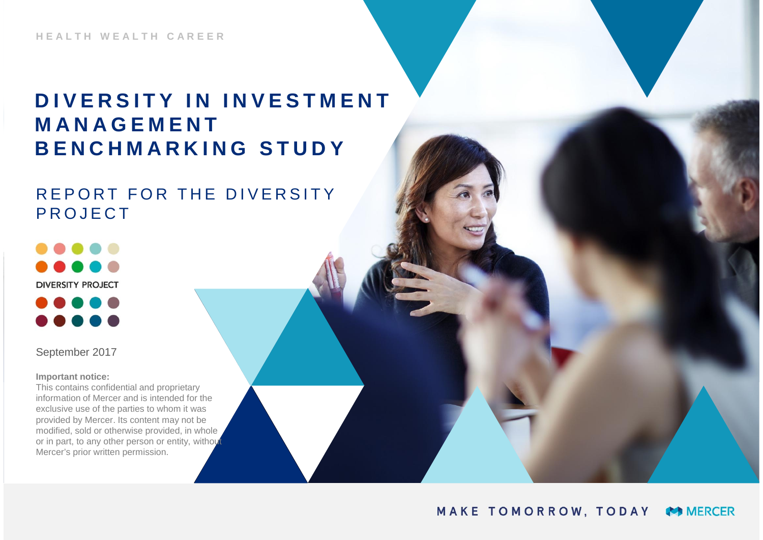HEALTH WEALTH CAREER

# DIVERSITY IN INVESTMENT MANAGEMENT BENCHMARKING STUDY

## REPORT FOR THE DIVERSITY PROJECT

DIVERSITY PROJECT

September 2017

**Important notice:**
This contains confidential and proprietary information of Mercer and is intended for the exclusive use of the parties to whom it was provided by Mercer. Its content may not be modified, sold or otherwise provided, in whole or in part, to any other person or entity, without Mercer's prior written permission.

MAKE TOMORROW, TODAY

MERCER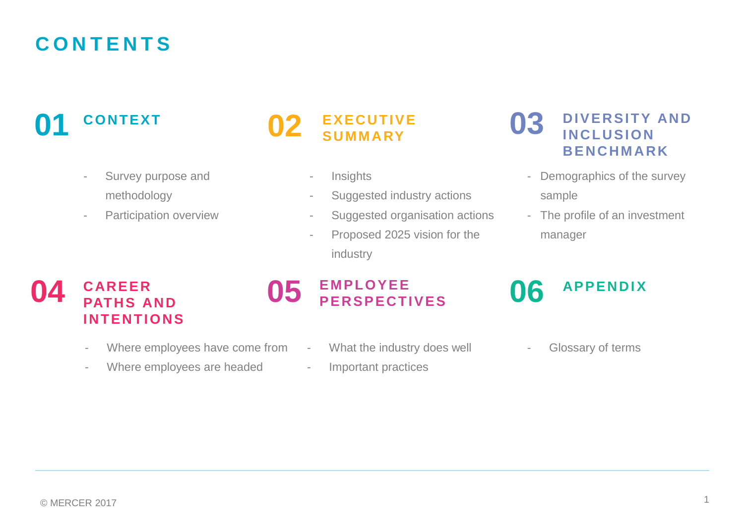# CONTENTS

## 01 CONTEXT

- Survey purpose and methodology
- Participation overview

## 02 EXECUTIVE SUMMARY

- Insights
- Suggested industry actions
- Suggested organisation actions
- Proposed 2025 vision for the industry

## 03 DIVERSITY AND INCLUSION BENCHMARK

- Demographics of the survey sample
- The profile of an investment manager

## 04 CAREER PATHS AND INTENTIONS

- Where employees have come from
- Where employees are headed

## 05 EMPLOYEE PERSPECTIVES

- What the industry does well
- Important practices

## 06 APPENDIX

- Glossary of terms

© MERCER 2017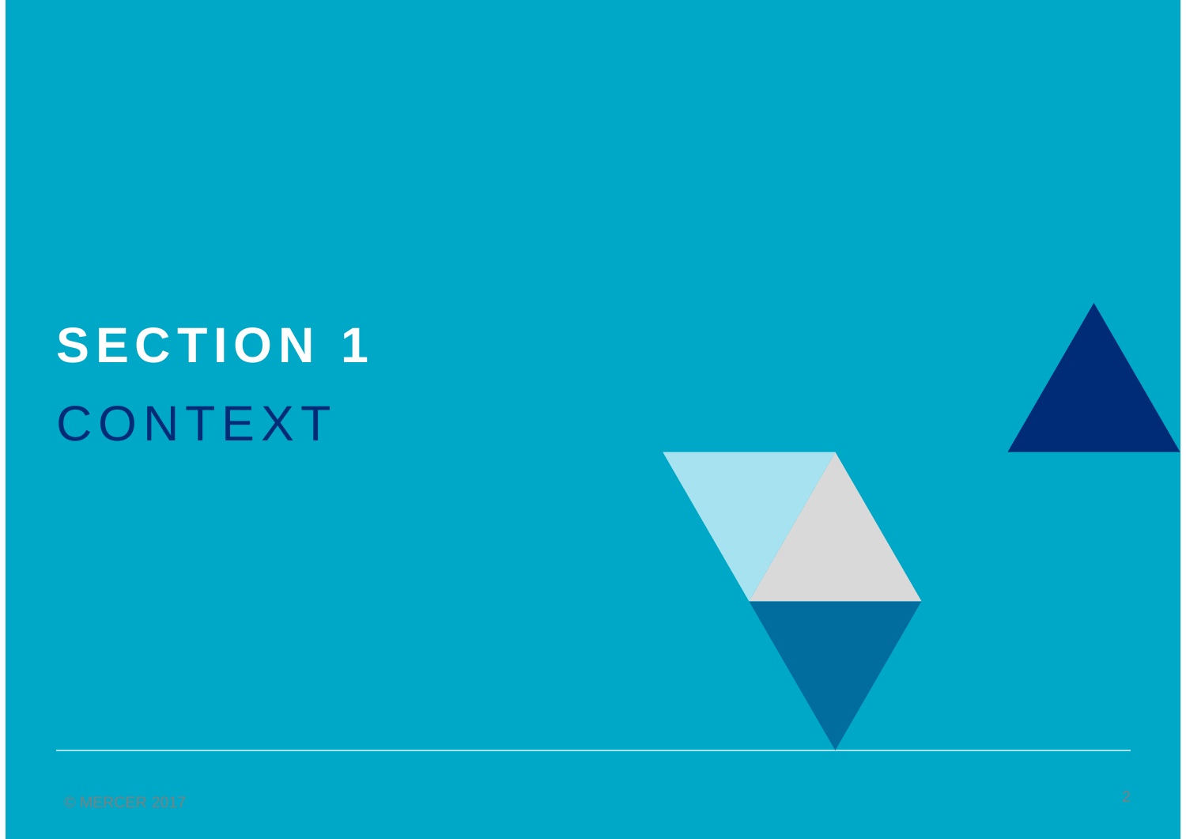# SECTION 1
## CONTEXT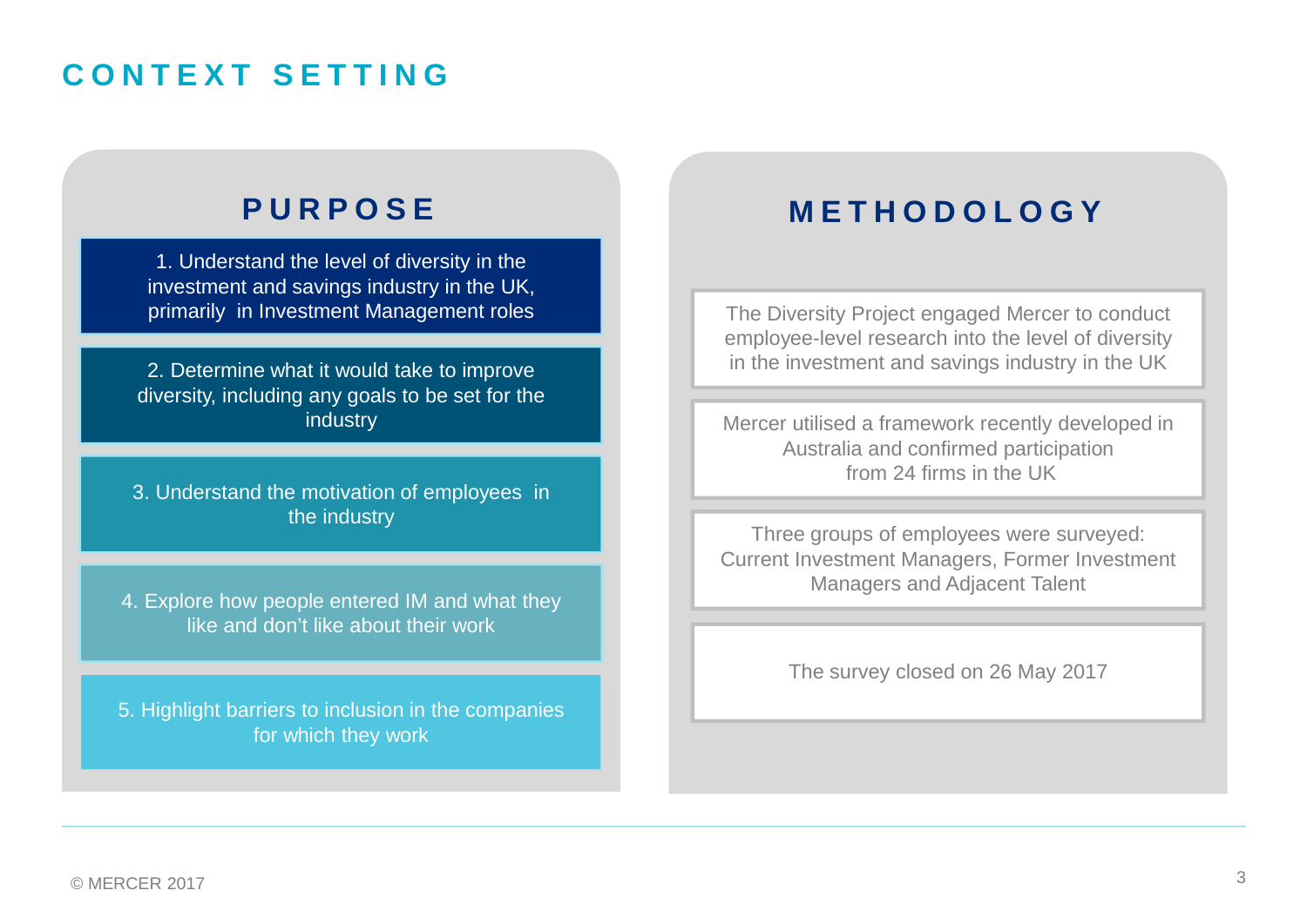# CONTEXT SETTING

## PURPOSE

1. Understand the level of diversity in the investment and savings industry in the UK, primarily in Investment Management roles

2. Determine what it would take to improve diversity, including any goals to be set for the industry

3. Understand the motivation of employees in the industry

4. Explore how people entered IM and what they like and don't like about their work

5. Highlight barriers to inclusion in the companies for which they work

## METHODOLOGY

The Diversity Project engaged Mercer to conduct employee-level research into the level of diversity in the investment and savings industry in the UK

Mercer utilised a framework recently developed in Australia and confirmed participation from 24 firms in the UK

Three groups of employees were surveyed: Current Investment Managers, Former Investment Managers and Adjacent Talent

The survey closed on 26 May 2017

© MERCER 2017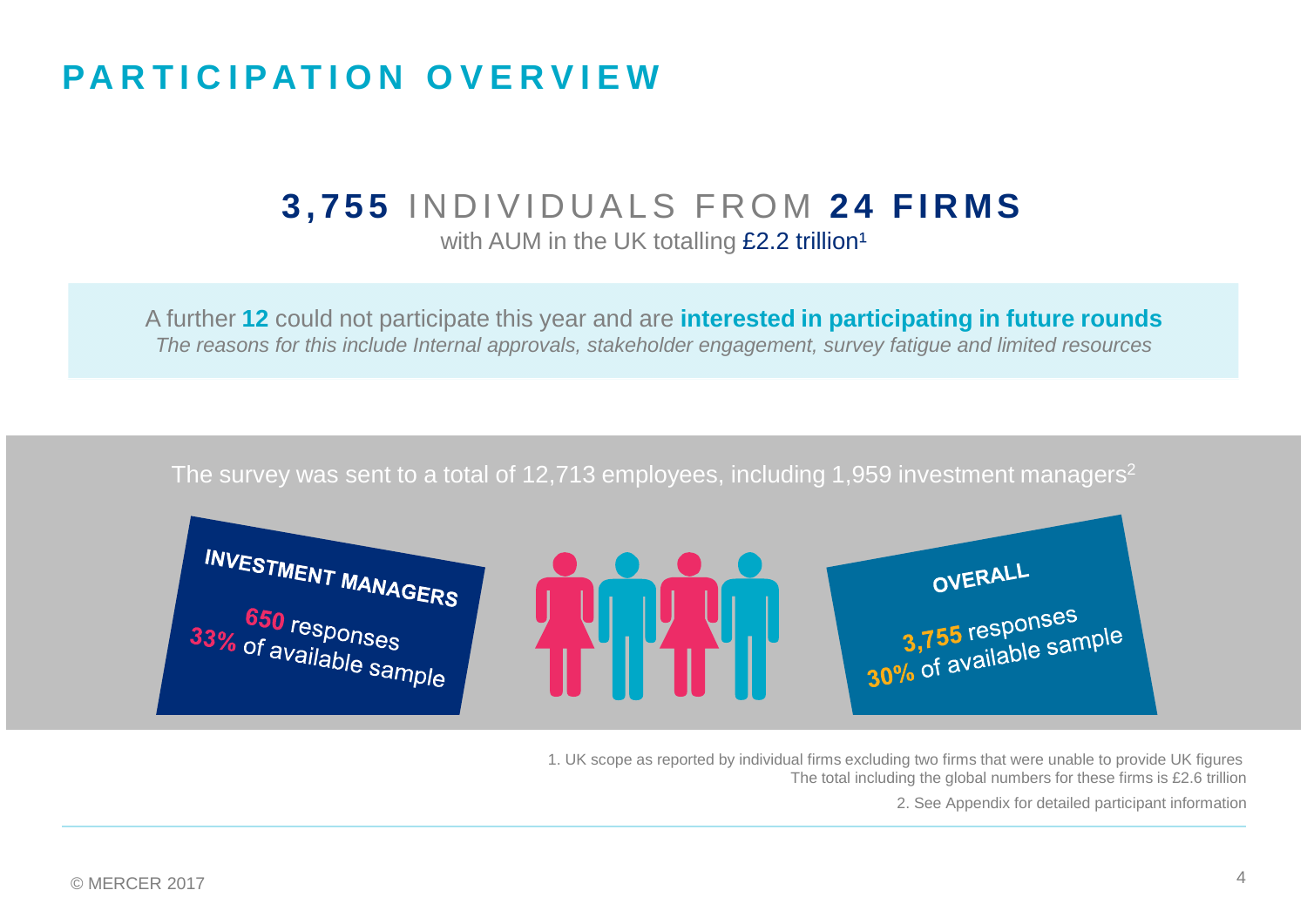# PARTICIPATION OVERVIEW

## **3,755** INDIVIDUALS FROM **24 FIRMS**

with AUM in the UK totalling £2.2 trillion[1]

A further **12** could not participate this year and are **interested in participating in future rounds**

*The reasons for this include Internal approvals, stakeholder engagement, survey fatigue and limited resources*

The survey was sent to a total of 12,713 employees, including 1,959 investment managers[2]

**INVESTMENT MANAGERS**

**650** responses

**33%** of available sample

**OVERALL**

**3,755** responses

**30%** of available sample

1. UK scope as reported by individual firms excluding two firms that were unable to provide UK figures
The total including the global numbers for these firms is £2.6 trillion

2. See Appendix for detailed participant information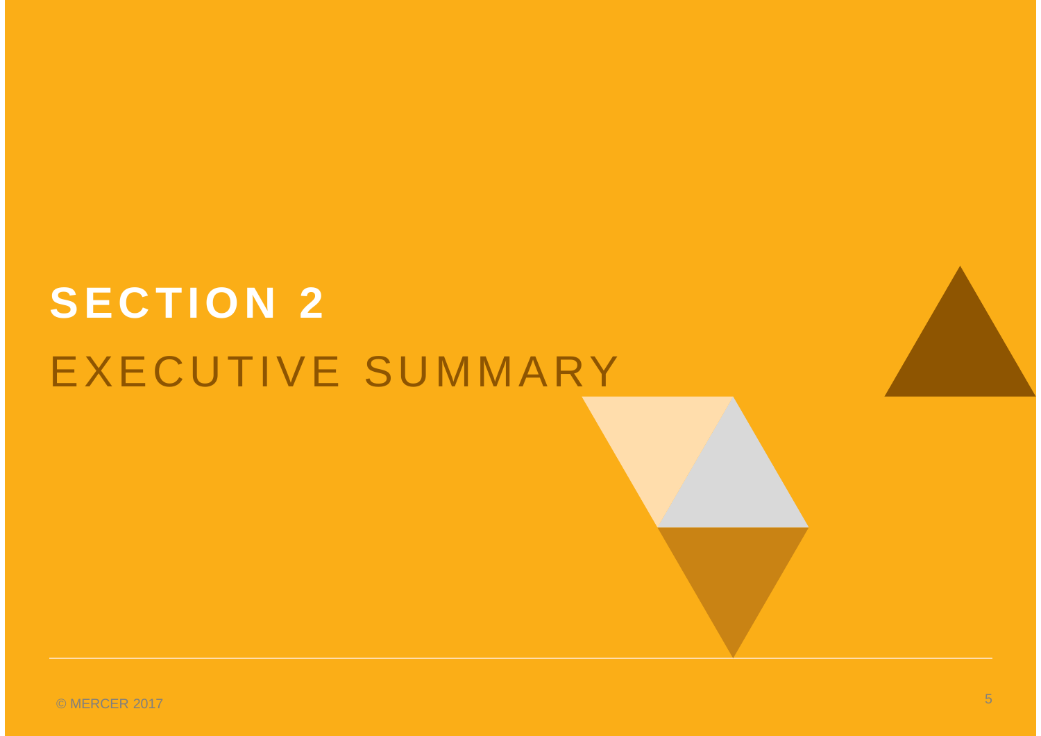# SECTION 2

## EXECUTIVE SUMMARY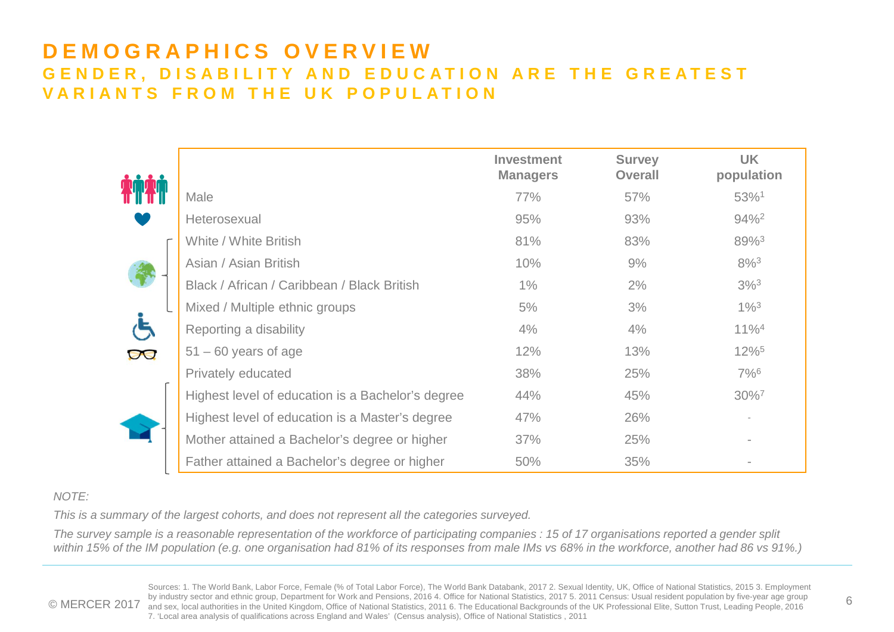# DEMOGRAPHICS OVERVIEW

## GENDER, DISABILITY AND EDUCATION ARE THE GREATEST VARIANTS FROM THE UK POPULATION

| | Investment Managers | Survey Overall | UK population |
|---|---|---|---|
| Male | 77% | 57% | 53%[1] |
| Heterosexual | 95% | 93% | 94%[2] |
| White / White British | 81% | 83% | 89%[3] |
| Asian / Asian British | 10% | 9% | 8%[3] |
| Black / African / Caribbean / Black British | 1% | 2% | 3%[3] |
| Mixed / Multiple ethnic groups | 5% | 3% | 1%[3] |
| Reporting a disability | 4% | 4% | 11%[4] |
| 51 – 60 years of age | 12% | 13% | 12%[5] |
| Privately educated | 38% | 25% | 7%[6] |
| Highest level of education is a Bachelor's degree | 44% | 45% | 30%[7] |
| Highest level of education is a Master's degree | 47% | 26% | - |
| Mother attained a Bachelor's degree or higher | 37% | 25% | - |
| Father attained a Bachelor's degree or higher | 50% | 35% | - |

*NOTE:*

*This is a summary of the largest cohorts, and does not represent all the categories surveyed.*

*The survey sample is a reasonable representation of the workforce of participating companies : 15 of 17 organisations reported a gender split within 15% of the IM population (e.g. one organisation had 81% of its responses from male IMs vs 68% in the workforce, another had 86 vs 91%.)*

Sources: 1. The World Bank, Labor Force, Female (% of Total Labor Force), The World Bank Databank, 2017 2. Sexual Identity, UK, Office of National Statistics, 2015 3. Employment by industry sector and ethnic group, Department for Work and Pensions, 2016 4. Office for National Statistics, 2017 5. 2011 Census: Usual resident population by five-year age group and sex, local authorities in the United Kingdom, Office of National Statistics, 2011 6. The Educational Backgrounds of the UK Professional Elite, Sutton Trust, Leading People, 2016 7. 'Local area analysis of qualifications across England and Wales' (Census analysis), Office of National Statistics , 2011

© MERCER 2017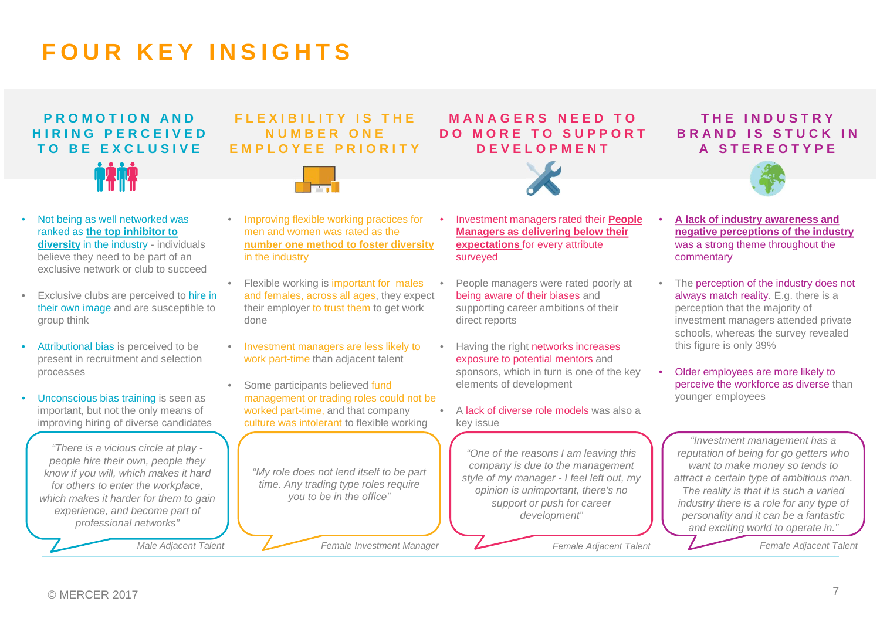# FOUR KEY INSIGHTS

## PROMOTION AND HIRING PERCEIVED TO BE EXCLUSIVE

- Not being as well networked was ranked as **the top inhibitor to diversity** in the industry - individuals believe they need to be part of an exclusive network or club to succeed
- Exclusive clubs are perceived to hire in their own image and are susceptible to group think
- Attributional bias is perceived to be present in recruitment and selection processes
- Unconscious bias training is seen as important, but not the only means of improving hiring of diverse candidates

> *"There is a vicious circle at play - people hire their own, people they know if you will, which makes it hard for others to enter the workplace, which makes it harder for them to gain experience, and become part of professional networks"*
>
> *Male Adjacent Talent*

## FLEXIBILITY IS THE NUMBER ONE EMPLOYEE PRIORITY

- Improving flexible working practices for men and women was rated as the **number one method to foster diversity** in the industry
- Flexible working is important for males and females, across all ages, they expect their employer to trust them to get work done
- Investment managers are less likely to work part-time than adjacent talent
- Some participants believed fund management or trading roles could not be worked part-time, and that company culture was intolerant to flexible working

> *"My role does not lend itself to be part time. Any trading type roles require you to be in the office"*
>
> *Female Investment Manager*

## MANAGERS NEED TO DO MORE TO SUPPORT DEVELOPMENT

- Investment managers rated their **People Managers as delivering below their expectations** for every attribute surveyed
- People managers were rated poorly at being aware of their biases and supporting career ambitions of their direct reports
- Having the right networks increases exposure to potential mentors and sponsors, which in turn is one of the key elements of development
- A lack of diverse role models was also a key issue

> *"One of the reasons I am leaving this company is due to the management style of my manager - I feel left out, my opinion is unimportant, there's no support or push for career development"*
>
> *Female Adjacent Talent*

## THE INDUSTRY BRAND IS STUCK IN A STEREOTYPE

- **A lack of industry awareness and negative perceptions of the industry** was a strong theme throughout the commentary
- The perception of the industry does not always match reality. E.g. there is a perception that the majority of investment managers attended private schools, whereas the survey revealed this figure is only 39%
- Older employees are more likely to perceive the workforce as diverse than younger employees

> *"Investment management has a reputation of being for go getters who want to make money so tends to attract a certain type of ambitious man. The reality is that it is such a varied industry there is a role for any type of personality and it can be a fantastic and exciting world to operate in."*
>
> *Female Adjacent Talent*

© MERCER 2017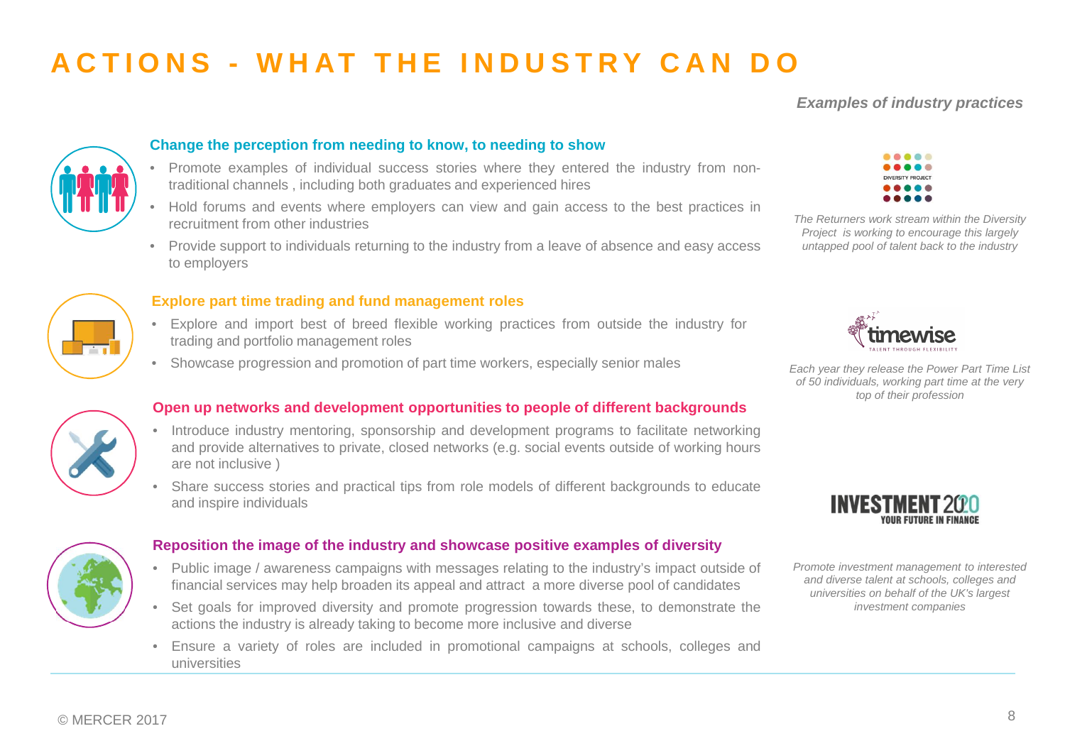# ACTIONS - WHAT THE INDUSTRY CAN DO

*Examples of industry practices*

### Change the perception from needing to know, to needing to show

- Promote examples of individual success stories where they entered the industry from non-traditional channels , including both graduates and experienced hires
- Hold forums and events where employers can view and gain access to the best practices in recruitment from other industries
- Provide support to individuals returning to the industry from a leave of absence and easy access to employers

DIVERSITY PROJECT

*The Returners work stream within the Diversity Project is working to encourage this largely untapped pool of talent back to the industry*

### Explore part time trading and fund management roles

- Explore and import best of breed flexible working practices from outside the industry for trading and portfolio management roles
- Showcase progression and promotion of part time workers, especially senior males

timewise TALENT THROUGH FLEXIBILITY

*Each year they release the Power Part Time List of 50 individuals, working part time at the very top of their profession*

### Open up networks and development opportunities to people of different backgrounds

- Introduce industry mentoring, sponsorship and development programs to facilitate networking and provide alternatives to private, closed networks (e.g. social events outside of working hours are not inclusive )
- Share success stories and practical tips from role models of different backgrounds to educate and inspire individuals

INVESTMENT 2020 YOUR FUTURE IN FINANCE

*Promote investment management to interested and diverse talent at schools, colleges and universities on behalf of the UK's largest investment companies*

### Reposition the image of the industry and showcase positive examples of diversity

- Public image / awareness campaigns with messages relating to the industry's impact outside of financial services may help broaden its appeal and attract a more diverse pool of candidates
- Set goals for improved diversity and promote progression towards these, to demonstrate the actions the industry is already taking to become more inclusive and diverse
- Ensure a variety of roles are included in promotional campaigns at schools, colleges and universities

© MERCER 2017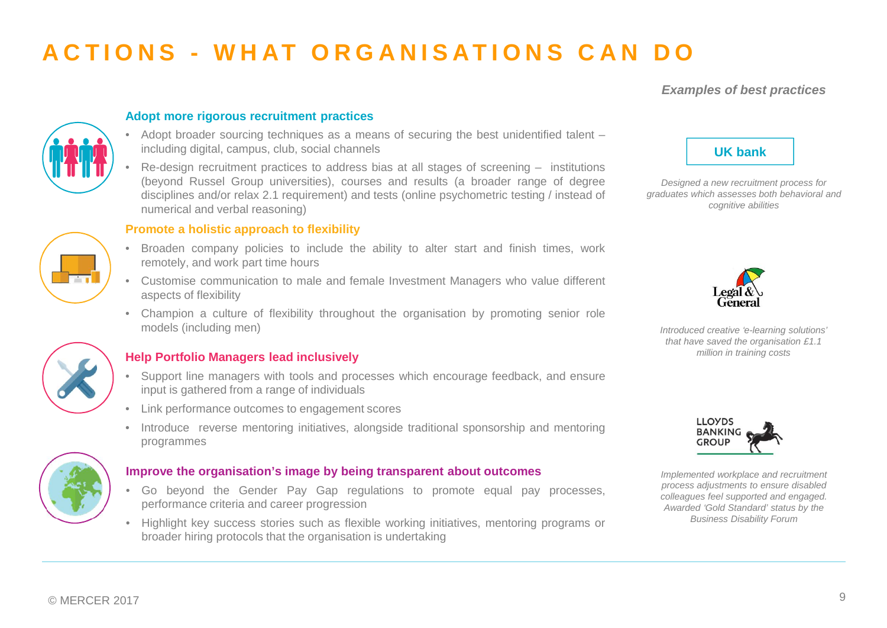# ACTIONS - WHAT ORGANISATIONS CAN DO

### Adopt more rigorous recruitment practices

- Adopt broader sourcing techniques as a means of securing the best unidentified talent – including digital, campus, club, social channels
- Re-design recruitment practices to address bias at all stages of screening – institutions (beyond Russel Group universities), courses and results (a broader range of degree disciplines and/or relax 2.1 requirement) and tests (online psychometric testing / instead of numerical and verbal reasoning)

### Promote a holistic approach to flexibility

- Broaden company policies to include the ability to alter start and finish times, work remotely, and work part time hours
- Customise communication to male and female Investment Managers who value different aspects of flexibility
- Champion a culture of flexibility throughout the organisation by promoting senior role models (including men)

### Help Portfolio Managers lead inclusively

- Support line managers with tools and processes which encourage feedback, and ensure input is gathered from a range of individuals
- Link performance outcomes to engagement scores
- Introduce reverse mentoring initiatives, alongside traditional sponsorship and mentoring programmes

### Improve the organisation's image by being transparent about outcomes

- Go beyond the Gender Pay Gap regulations to promote equal pay processes, performance criteria and career progression
- Highlight key success stories such as flexible working initiatives, mentoring programs or broader hiring protocols that the organisation is undertaking

***Examples of best practices***

**UK bank**

*Designed a new recruitment process for graduates which assesses both behavioral and cognitive abilities*

**Legal & General**

*Introduced creative 'e-learning solutions' that have saved the organisation £1.1 million in training costs*

**LLOYDS BANKING GROUP**

*Implemented workplace and recruitment process adjustments to ensure disabled colleagues feel supported and engaged. Awarded 'Gold Standard' status by the Business Disability Forum*

© MERCER 2017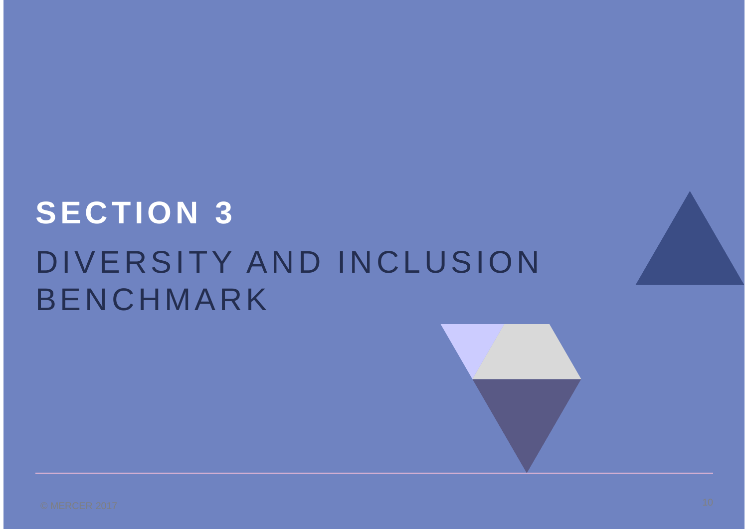# SECTION 3

## DIVERSITY AND INCLUSION BENCHMARK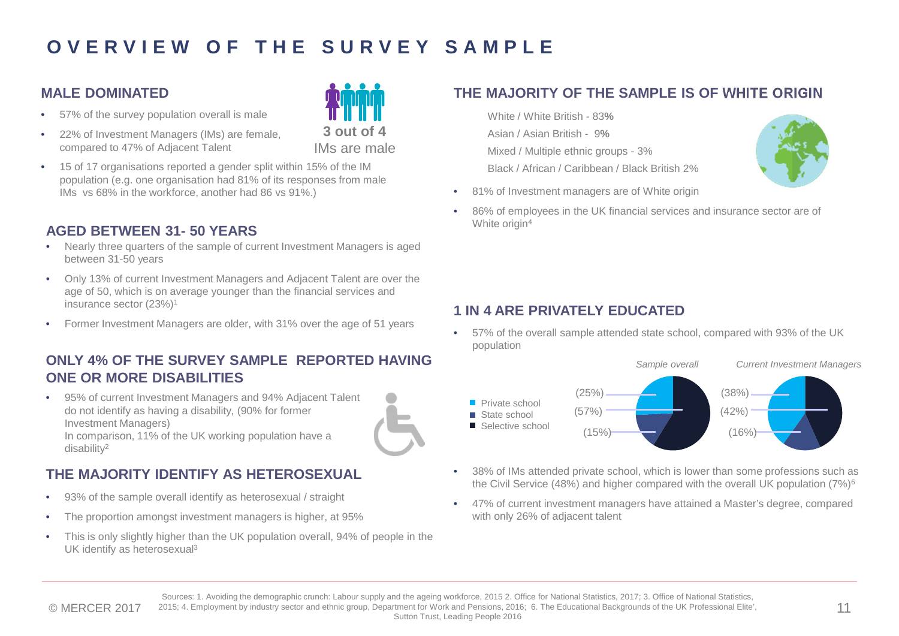# OVERVIEW OF THE SURVEY SAMPLE

## MALE DOMINATED

- 57% of the survey population overall is male
- 22% of Investment Managers (IMs) are female, compared to 47% of Adjacent Talent
- 15 of 17 organisations reported a gender split within 15% of the IM population (e.g. one organisation had 81% of its responses from male IMs vs 68% in the workforce, another had 86 vs 91%.)

**3 out of 4** IMs are male

## AGED BETWEEN 31- 50 YEARS

- Nearly three quarters of the sample of current Investment Managers is aged between 31-50 years
- Only 13% of current Investment Managers and Adjacent Talent are over the age of 50, which is on average younger than the financial services and insurance sector (23%)[1]
- Former Investment Managers are older, with 31% over the age of 51 years

## ONLY 4% OF THE SURVEY SAMPLE REPORTED HAVING ONE OR MORE DISABILITIES

- 95% of current Investment Managers and 94% Adjacent Talent do not identify as having a disability, (90% for former Investment Managers)
  In comparison, 11% of the UK working population have a disability[2]

## THE MAJORITY IDENTIFY AS HETEROSEXUAL

- 93% of the sample overall identify as heterosexual / straight
- The proportion amongst investment managers is higher, at 95%
- This is only slightly higher than the UK population overall, 94% of people in the UK identify as heterosexual[3]

## THE MAJORITY OF THE SAMPLE IS OF WHITE ORIGIN

White / White British - 83%

Asian / Asian British - 9%

Mixed / Multiple ethnic groups - 3%

Black / African / Caribbean / Black British 2%

- 81% of Investment managers are of White origin
- 86% of employees in the UK financial services and insurance sector are of White origin[4]

## 1 IN 4 ARE PRIVATELY EDUCATED

- 57% of the overall sample attended state school, compared with 93% of the UK population

| | Sample overall | Current Investment Managers |
|---|---|---|
| Private school | 25% | 38% |
| State school | 57% | 42% |
| Selective school | 15% | 16% |

- 38% of IMs attended private school, which is lower than some professions such as the Civil Service (48%) and higher compared with the overall UK population (7%)[6]
- 47% of current investment managers have attained a Master's degree, compared with only 26% of adjacent talent

Sources: 1. Avoiding the demographic crunch: Labour supply and the ageing workforce, 2015 2. Office for National Statistics, 2017; 3. Office of National Statistics, 2015; 4. Employment by industry sector and ethnic group, Department for Work and Pensions, 2016; 6. The Educational Backgrounds of the UK Professional Elite', Sutton Trust, Leading People 2016

© MERCER 2017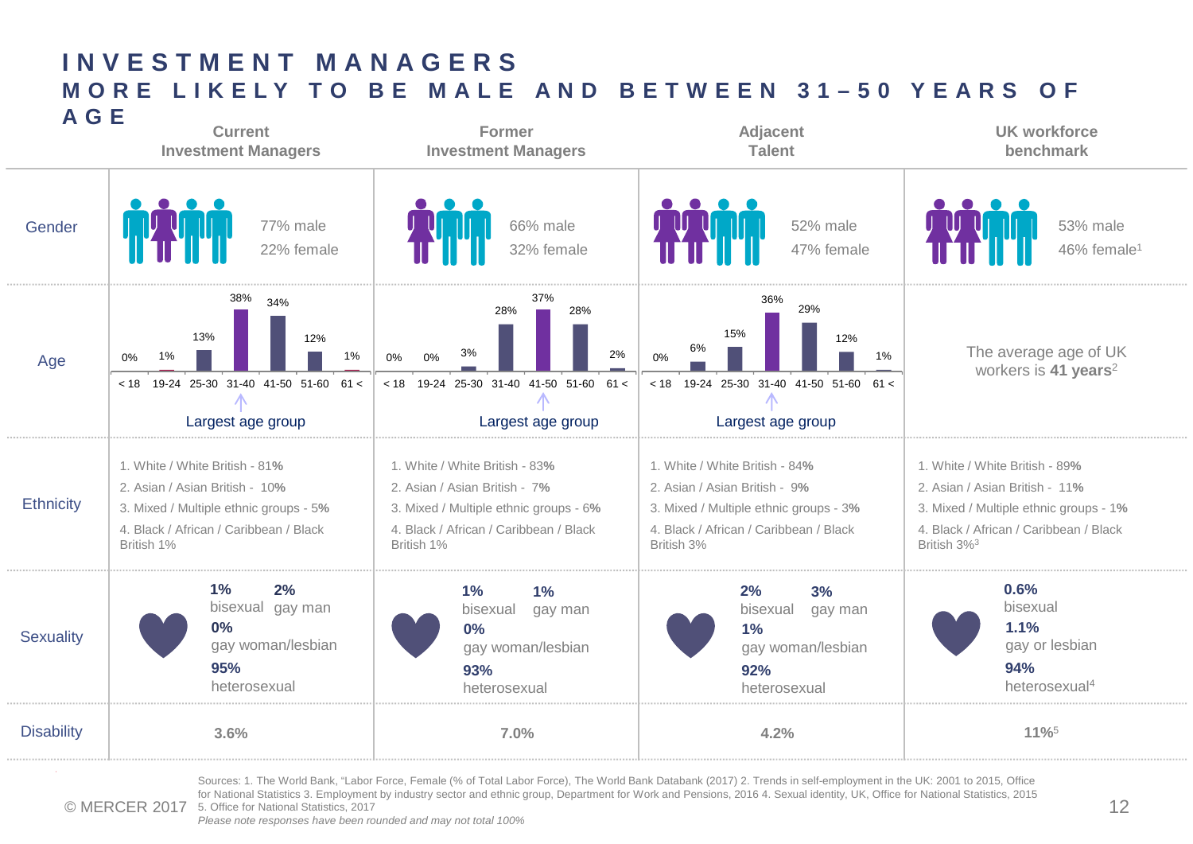# INVESTMENT MANAGERS
## MORE LIKELY TO BE MALE AND BETWEEN 31–50 YEARS OF AGE

| | Current Investment Managers | Former Investment Managers | Adjacent Talent | UK workforce benchmark |
|---|---|---|---|---|
| Gender | 77% male<br>22% female | 66% male<br>32% female | 52% male<br>47% female | 53% male<br>46% female[1] |
| Age | < 18: 0%; 19-24: 1%; 25-30: 13%; 31-40: 38%; 41-50: 34%; 51-60: 12%; 61 <: 1%<br>Largest age group: 31-40 | < 18: 0%; 19-24: 0%; 25-30: 3%; 31-40: 28%; 41-50: 37%; 51-60: 28%; 61 <: 2%<br>Largest age group: 41-50 | < 18: 0%; 19-24: 6%; 25-30: 15%; 31-40: 36%; 41-50: 29%; 51-60: 12%; 61 <: 1%<br>Largest age group: 31-40 | The average age of UK workers is **41 years**[2] |
| Ethnicity | 1. White / White British - 81%<br>2. Asian / Asian British - 10%<br>3. Mixed / Multiple ethnic groups - 5%<br>4. Black / African / Caribbean / Black British 1% | 1. White / White British - 83%<br>2. Asian / Asian British - 7%<br>3. Mixed / Multiple ethnic groups - 6%<br>4. Black / African / Caribbean / Black British 1% | 1. White / White British - 84%<br>2. Asian / Asian British - 9%<br>3. Mixed / Multiple ethnic groups - 3%<br>4. Black / African / Caribbean / Black British 3% | 1. White / White British - 89%<br>2. Asian / Asian British - 11%<br>3. Mixed / Multiple ethnic groups - 1%<br>4. Black / African / Caribbean / Black British 3%[3] |
| Sexuality | **1%** bisexual<br>**2%** gay man<br>**0%** gay woman/lesbian<br>**95%** heterosexual | **1%** bisexual<br>**1%** gay man<br>**0%** gay woman/lesbian<br>**93%** heterosexual | **2%** bisexual<br>**3%** gay man<br>**1%** gay woman/lesbian<br>**92%** heterosexual | **0.6%** bisexual<br>**1.1%** gay or lesbian<br>**94%** heterosexual[4] |
| Disability | 3.6% | 7.0% | 4.2% | 11%[5] |

Sources: 1. The World Bank, "Labor Force, Female (% of Total Labor Force), The World Bank Databank (2017) 2. Trends in self-employment in the UK: 2001 to 2015, Office for National Statistics 3. Employment by industry sector and ethnic group, Department for Work and Pensions, 2016 4. Sexual identity, UK, Office for National Statistics, 2015 5. Office for National Statistics, 2017

*Please note responses have been rounded and may not total 100%*

© MERCER 2017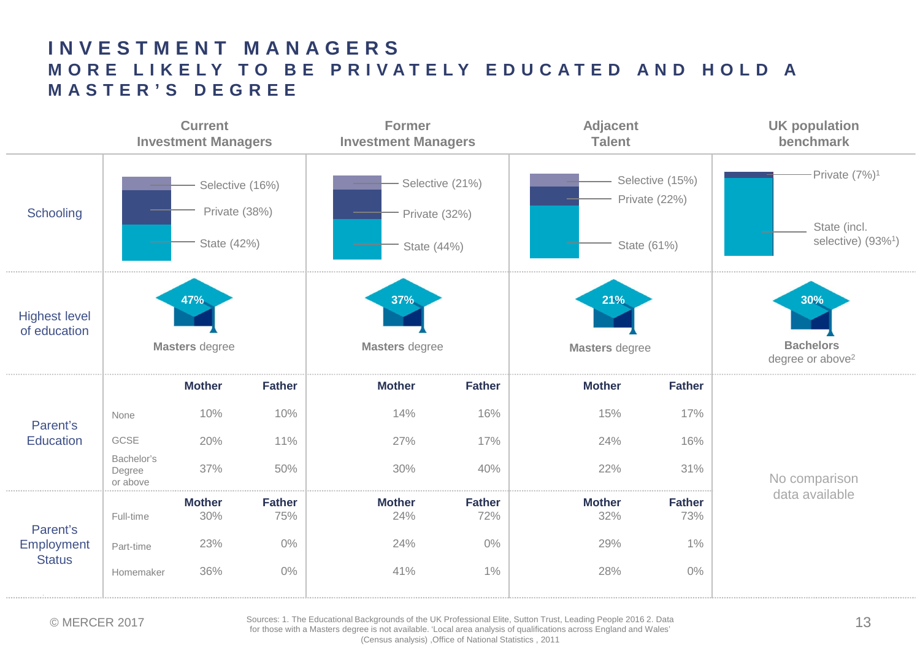# INVESTMENT MANAGERS
## MORE LIKELY TO BE PRIVATELY EDUCATED AND HOLD A MASTER'S DEGREE

| | Current Investment Managers | Former Investment Managers | Adjacent Talent | UK population benchmark |
|---|---|---|---|---|
| Schooling | Selective (16%), Private (38%), State (42%) | Selective (21%), Private (32%), State (44%) | Selective (15%), Private (22%), State (61%) | Private (7%)[1], State (incl. selective) (93%[1]) |
| Highest level of education | 47% **Masters** degree | 37% **Masters** degree | 21% **Masters** degree | 30% **Bachelors** degree or above[2] |

**Parent's Education**

| | Current IM Mother | Current IM Father | Former IM Mother | Former IM Father | Adjacent Talent Mother | Adjacent Talent Father | UK population benchmark |
|---|---|---|---|---|---|---|---|
| None | 10% | 10% | 14% | 16% | 15% | 17% | No comparison data available |
| GCSE | 20% | 11% | 27% | 17% | 24% | 16% | |
| Bachelor's Degree or above | 37% | 50% | 30% | 40% | 22% | 31% | |

**Parent's Employment Status**

| | Current IM Mother | Current IM Father | Former IM Mother | Former IM Father | Adjacent Talent Mother | Adjacent Talent Father | UK population benchmark |
|---|---|---|---|---|---|---|---|
| Full-time | 30% | 75% | 24% | 72% | 32% | 73% | No comparison data available |
| Part-time | 23% | 0% | 24% | 0% | 29% | 1% | |
| Homemaker | 36% | 0% | 41% | 1% | 28% | 0% | |

© MERCER 2017

Sources: 1. The Educational Backgrounds of the UK Professional Elite, Sutton Trust, Leading People 2016 2. Data for those with a Masters degree is not available. 'Local area analysis of qualifications across England and Wales' (Census analysis) ,Office of National Statistics , 2011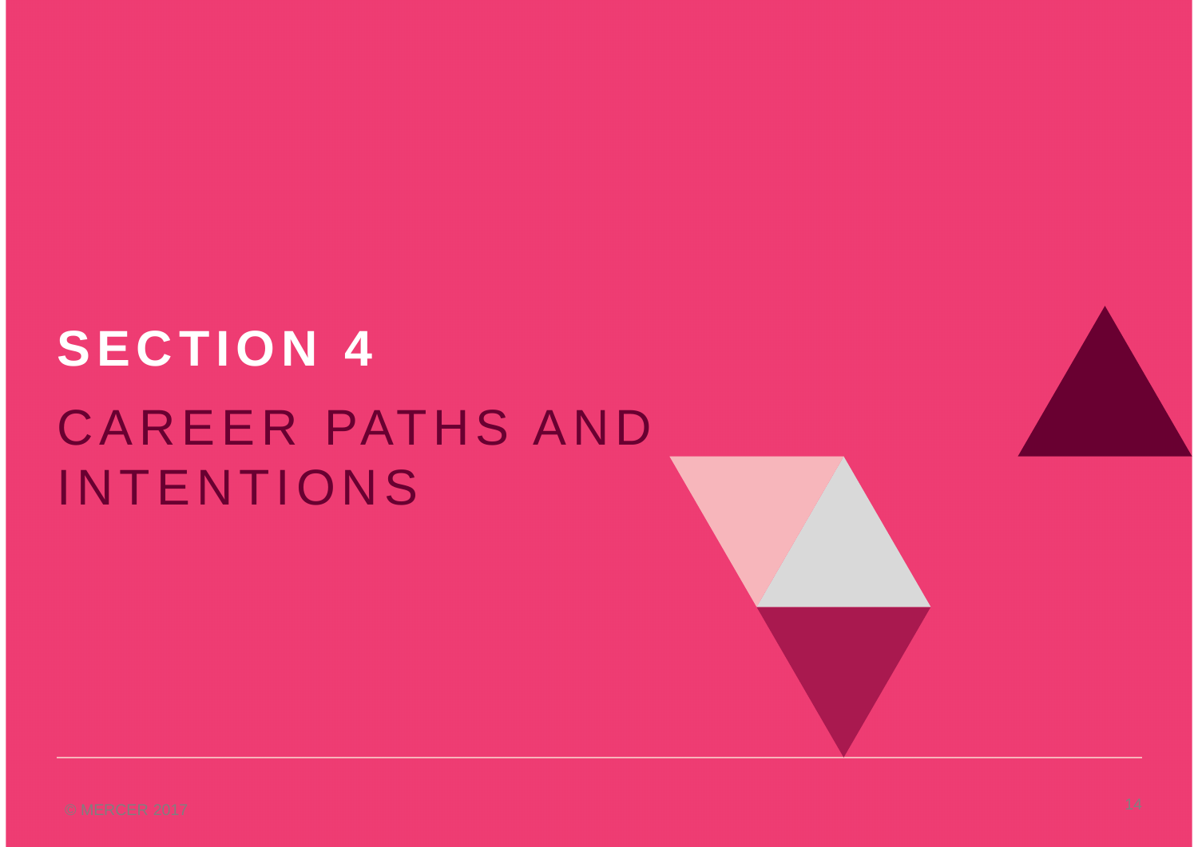# SECTION 4

## CAREER PATHS AND INTENTIONS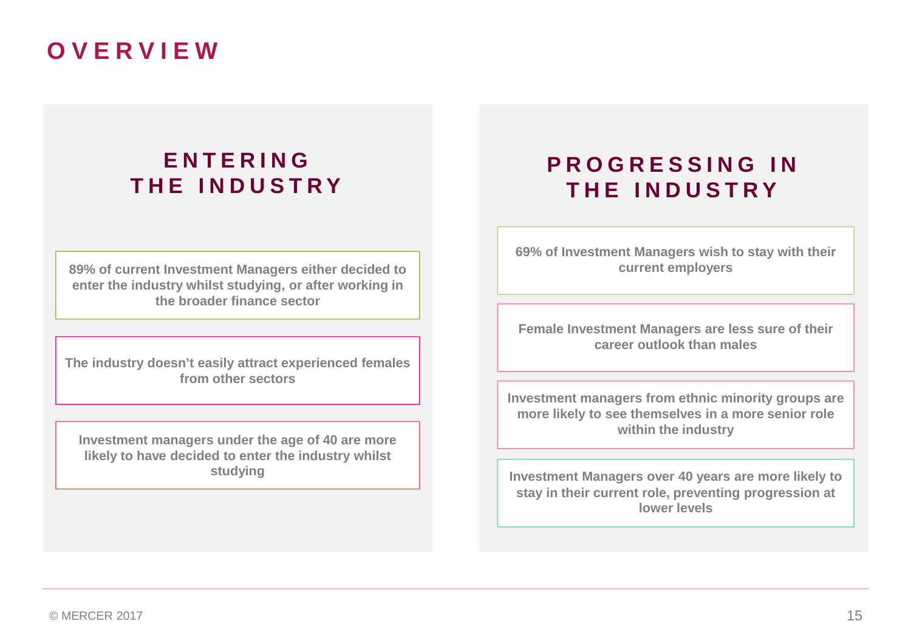# OVERVIEW

## ENTERING THE INDUSTRY

89% of current Investment Managers either decided to enter the industry whilst studying, or after working in the broader finance sector

The industry doesn't easily attract experienced females from other sectors

Investment managers under the age of 40 are more likely to have decided to enter the industry whilst studying

## PROGRESSING IN THE INDUSTRY

69% of Investment Managers wish to stay with their current employers

Female Investment Managers are less sure of their career outlook than males

Investment managers from ethnic minority groups are more likely to see themselves in a more senior role within the industry

Investment Managers over 40 years are more likely to stay in their current role, preventing progression at lower levels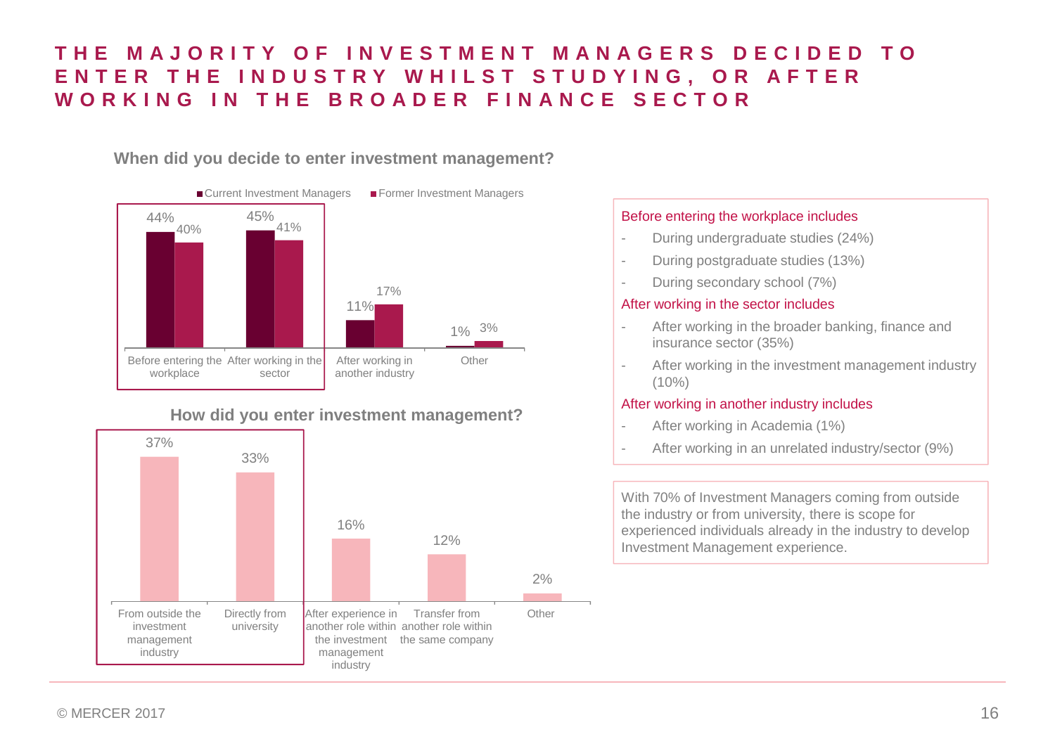# THE MAJORITY OF INVESTMENT MANAGERS DECIDED TO ENTER THE INDUSTRY WHILST STUDYING, OR AFTER WORKING IN THE BROADER FINANCE SECTOR

**When did you decide to enter investment management?**

| | Current Investment Managers | Former Investment Managers |
|---|---|---|
| Before entering the workplace | 44% | 40% |
| After working in the sector | 45% | 41% |
| After working in another industry | 11% | 17% |
| Other | 1% | 3% |

**How did you enter investment management?**

| | % |
|---|---|
| From outside the investment management industry | 37% |
| Directly from university | 33% |
| After experience in another role within the investment management industry | 16% |
| Transfer from another role within the same company | 12% |
| Other | 2% |

Before entering the workplace includes

- During undergraduate studies (24%)
- During postgraduate studies (13%)
- During secondary school (7%)

After working in the sector includes

- After working in the broader banking, finance and insurance sector (35%)
- After working in the investment management industry (10%)

After working in another industry includes

- After working in Academia (1%)
- After working in an unrelated industry/sector (9%)

With 70% of Investment Managers coming from outside the industry or from university, there is scope for experienced individuals already in the industry to develop Investment Management experience.

© MERCER 2017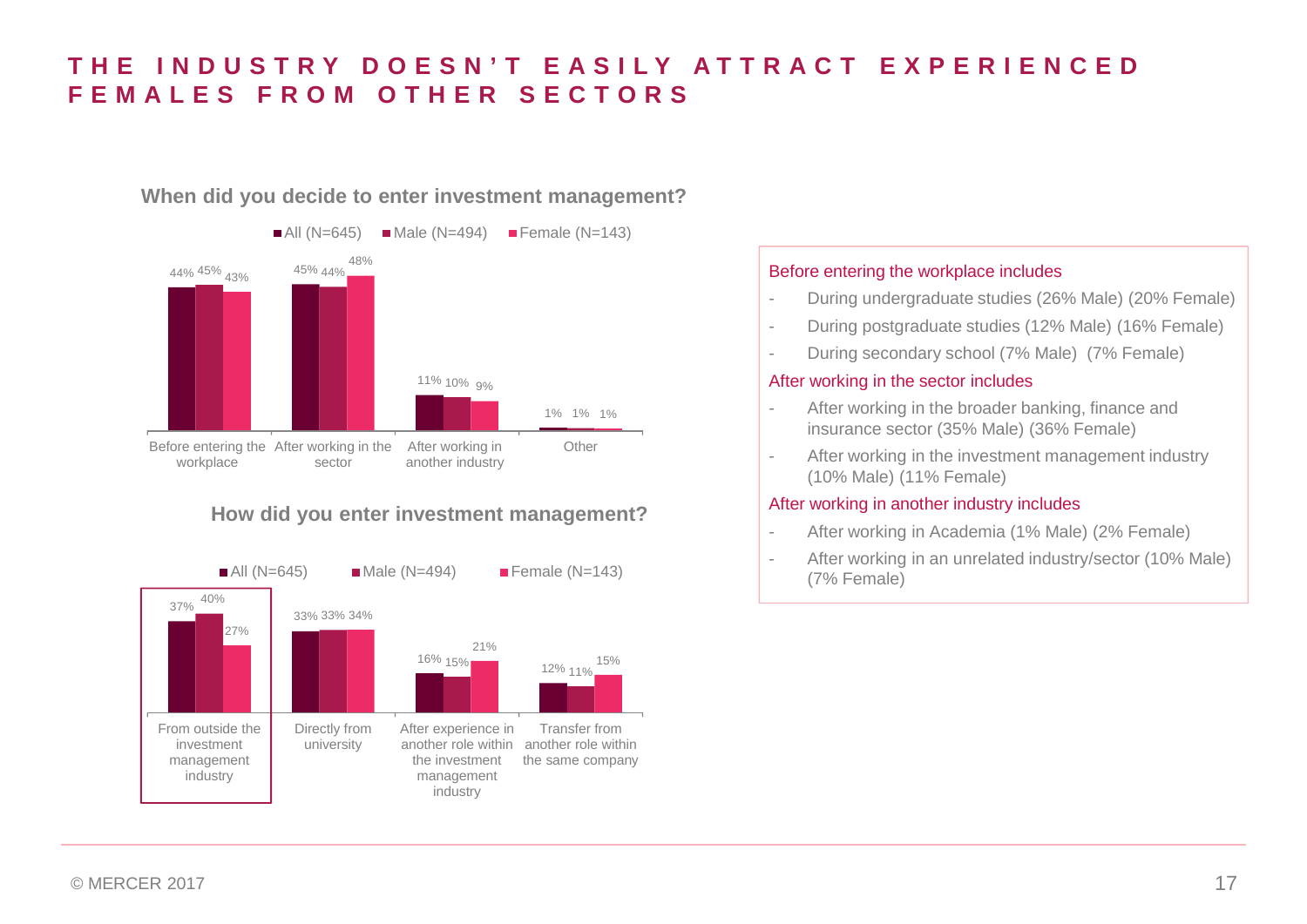# THE INDUSTRY DOESN'T EASILY ATTRACT EXPERIENCED FEMALES FROM OTHER SECTORS

### When did you decide to enter investment management?

| | All (N=645) | Male (N=494) | Female (N=143) |
|---|---|---|---|
| Before entering the workplace | 44% | 45% | 43% |
| After working in the sector | 45% | 44% | 48% |
| After working in another industry | 11% | 10% | 9% |
| Other | 1% | 1% | 1% |

### How did you enter investment management?

| | All (N=645) | Male (N=494) | Female (N=143) |
|---|---|---|---|
| From outside the investment management industry | 37% | 40% | 27% |
| Directly from university | 33% | 33% | 34% |
| After experience in another role within the investment management industry | 16% | 15% | 21% |
| Transfer from another role within the same company | 12% | 11% | 15% |

**Before entering the workplace includes**

- During undergraduate studies (26% Male) (20% Female)
- During postgraduate studies (12% Male) (16% Female)
- During secondary school (7% Male) (7% Female)

**After working in the sector includes**

- After working in the broader banking, finance and insurance sector (35% Male) (36% Female)
- After working in the investment management industry (10% Male) (11% Female)

**After working in another industry includes**

- After working in Academia (1% Male) (2% Female)
- After working in an unrelated industry/sector (10% Male) (7% Female)

© MERCER 2017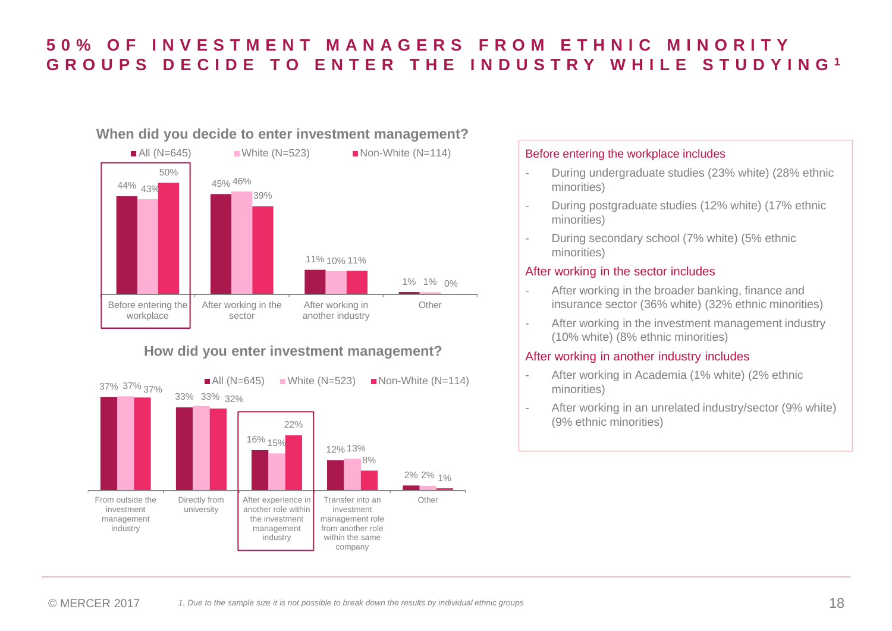# 50% OF INVESTMENT MANAGERS FROM ETHNIC MINORITY GROUPS DECIDE TO ENTER THE INDUSTRY WHILE STUDYING[1]

**When did you decide to enter investment management?**

| | All (N=645) | White (N=523) | Non-White (N=114) |
|---|---|---|---|
| Before entering the workplace | 44% | 43% | 50% |
| After working in the sector | 45% | 46% | 39% |
| After working in another industry | 11% | 10% | 11% |
| Other | 1% | 1% | 0% |

**How did you enter investment management?**

| | All (N=645) | White (N=523) | Non-White (N=114) |
|---|---|---|---|
| From outside the investment management industry | 37% | 37% | 37% |
| Directly from university | 33% | 33% | 32% |
| After experience in another role within the investment management industry | 16% | 15% | 22% |
| Transfer into an investment management role from another role within the same company | 12% | 13% | 8% |
| Other | 2% | 2% | 1% |

**Before entering the workplace includes**

- During undergraduate studies (23% white) (28% ethnic minorities)
- During postgraduate studies (12% white) (17% ethnic minorities)
- During secondary school (7% white) (5% ethnic minorities)

**After working in the sector includes**

- After working in the broader banking, finance and insurance sector (36% white) (32% ethnic minorities)
- After working in the investment management industry (10% white) (8% ethnic minorities)

**After working in another industry includes**

- After working in Academia (1% white) (2% ethnic minorities)
- After working in an unrelated industry/sector (9% white) (9% ethnic minorities)

© MERCER 2017

*1. Due to the sample size it is not possible to break down the results by individual ethnic groups*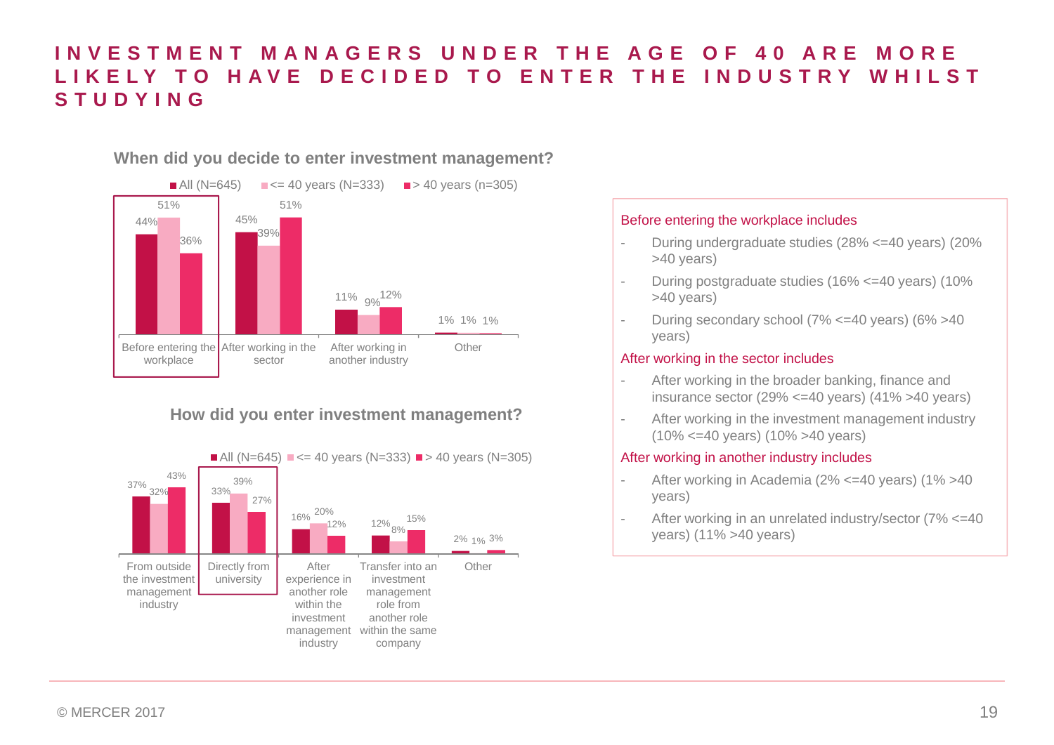# INVESTMENT MANAGERS UNDER THE AGE OF 40 ARE MORE LIKELY TO HAVE DECIDED TO ENTER THE INDUSTRY WHILST STUDYING

**When did you decide to enter investment management?**

| | All (N=645) | <= 40 years (N=333) | > 40 years (n=305) |
|---|---|---|---|
| Before entering the workplace | 44% | 51% | 36% |
| After working in the sector | 45% | 39% | 51% |
| After working in another industry | 11% | 9% | 12% |
| Other | 1% | 1% | 1% |

**How did you enter investment management?**

| | All (N=645) | <= 40 years (N=333) | > 40 years (N=305) |
|---|---|---|---|
| From outside the investment management industry | 37% | 32% | 43% |
| Directly from university | 33% | 39% | 27% |
| After experience in another role within the investment management industry | 16% | 20% | 12% |
| Transfer into an investment management role from another role within the same company | 12% | 8% | 15% |
| Other | 2% | 1% | 3% |

Before entering the workplace includes

- During undergraduate studies (28% <=40 years) (20% >40 years)
- During postgraduate studies (16% <=40 years) (10% >40 years)
- During secondary school (7% <=40 years) (6% >40 years)

After working in the sector includes

- After working in the broader banking, finance and insurance sector (29% <=40 years) (41% >40 years)
- After working in the investment management industry (10% <=40 years) (10% >40 years)

After working in another industry includes

- After working in Academia (2% <=40 years) (1% >40 years)
- After working in an unrelated industry/sector (7% <=40 years) (11% >40 years)

© MERCER 2017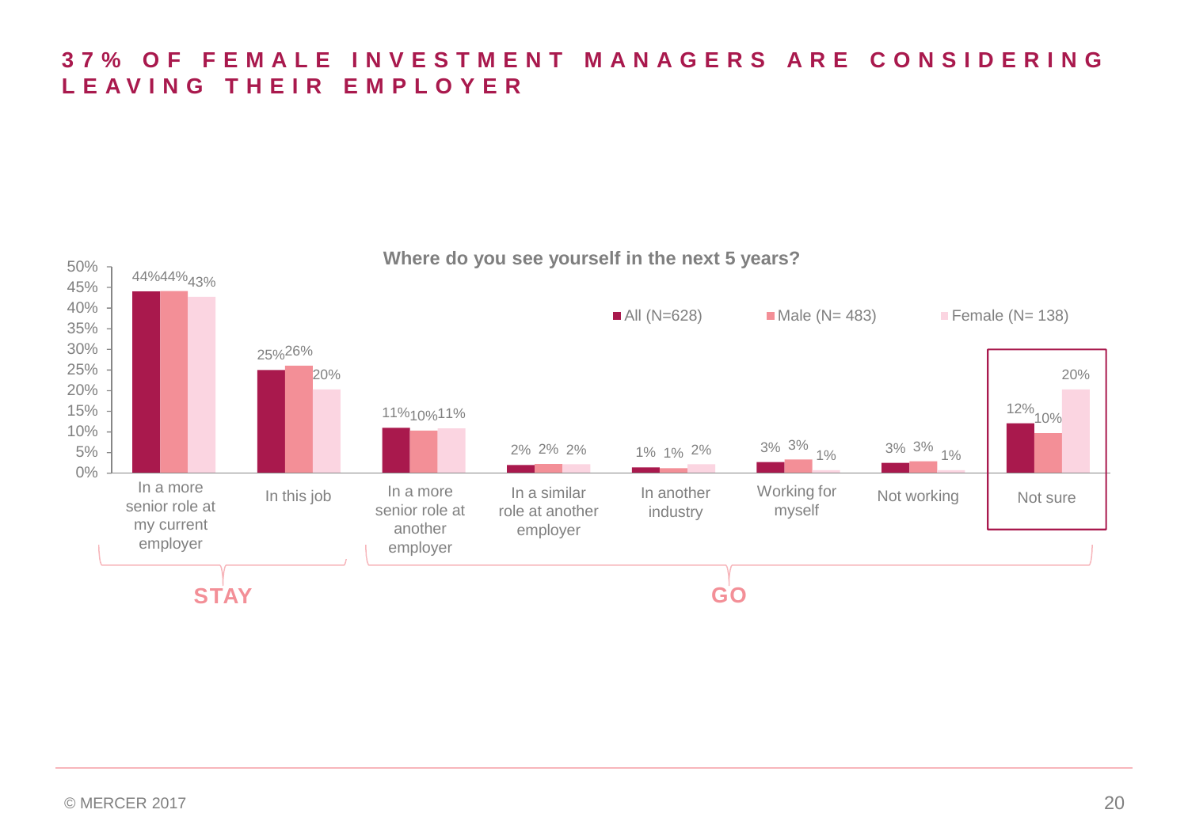# 37% OF FEMALE INVESTMENT MANAGERS ARE CONSIDERING LEAVING THEIR EMPLOYER

**Where do you see yourself in the next 5 years?**

| | All (N=628) | Male (N= 483) | Female (N= 138) |
|---|---|---|---|
| In a more senior role at my current employer | 44% | 44% | 43% |
| In this job | 25% | 26% | 20% |
| In a more senior role at another employer | 11% | 10% | 11% |
| In a similar role at another employer | 2% | 2% | 2% |
| In another industry | 1% | 1% | 2% |
| Working for myself | 3% | 3% | 1% |
| Not working | 3% | 3% | 1% |
| Not sure | 12% | 10% | 20% |

**STAY**: In a more senior role at my current employer; In this job

**GO**: In a more senior role at another employer; In a similar role at another employer; In another industry; Working for myself; Not working; Not sure

© MERCER 2017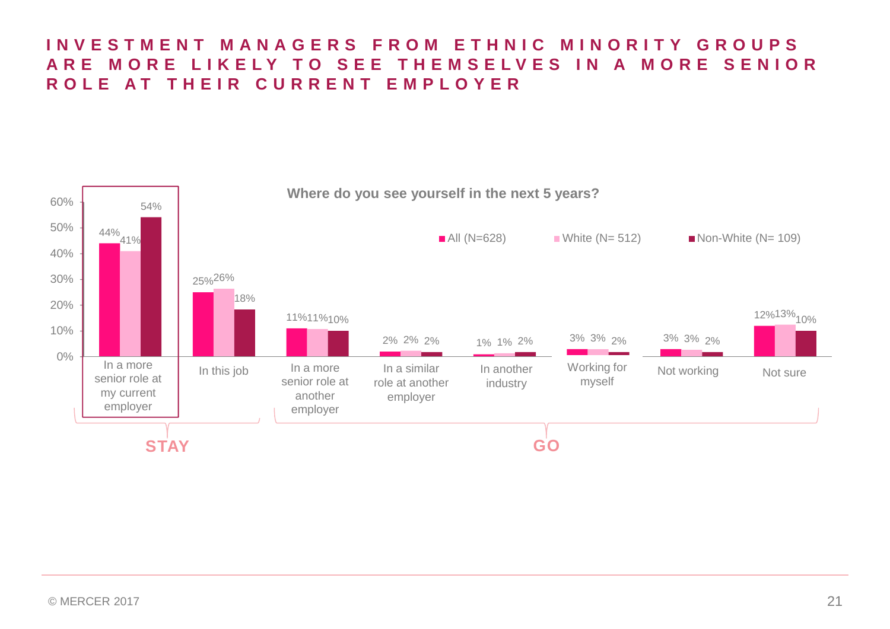# INVESTMENT MANAGERS FROM ETHNIC MINORITY GROUPS ARE MORE LIKELY TO SEE THEMSELVES IN A MORE SENIOR ROLE AT THEIR CURRENT EMPLOYER

**Where do you see yourself in the next 5 years?**

| | | All (N=628) | White (N= 512) | Non-White (N= 109) |
|---|---|---|---|---|
| STAY | In a more senior role at my current employer | 44% | 41% | 54% |
| | In this job | 25% | 26% | 18% |
| GO | In a more senior role at another employer | 11% | 11% | 10% |
| | In a similar role at another employer | 2% | 2% | 2% |
| | In another industry | 1% | 1% | 2% |
| | Working for myself | 3% | 3% | 2% |
| | Not working | 3% | 3% | 2% |
| | Not sure | 12% | 13% | 10% |

© MERCER 2017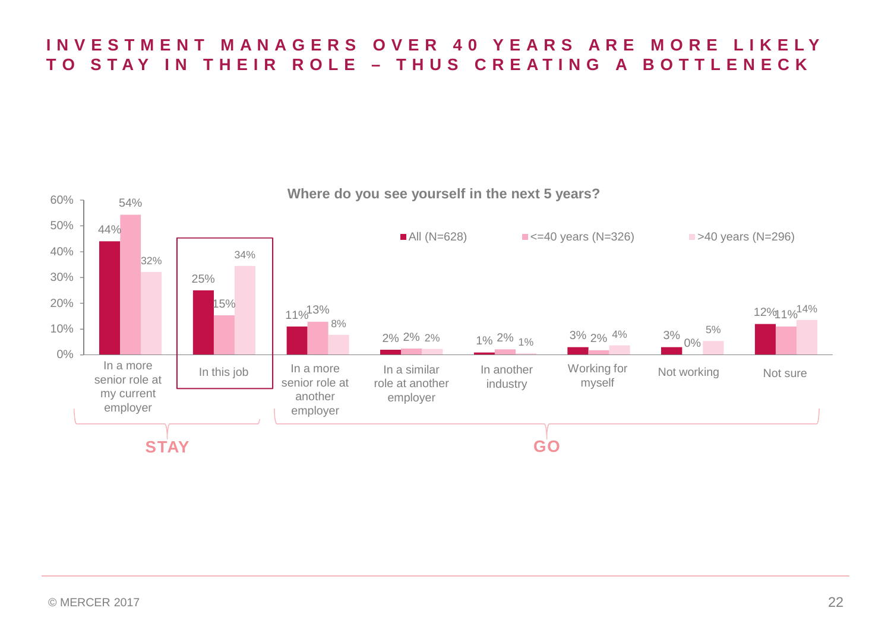# INVESTMENT MANAGERS OVER 40 YEARS ARE MORE LIKELY TO STAY IN THEIR ROLE – THUS CREATING A BOTTLENECK

**Where do you see yourself in the next 5 years?**

| | | All (N=628) | <=40 years (N=326) | >40 years (N=296) |
|---|---|---|---|---|
| STAY | In a more senior role at my current employer | 44% | 54% | 32% |
| | In this job | 25% | 15% | 34% |
| GO | In a more senior role at another employer | 11% | 13% | 8% |
| | In a similar role at another employer | 2% | 2% | 2% |
| | In another industry | 1% | 2% | 1% |
| | Working for myself | 3% | 2% | 4% |
| | Not working | 3% | 0% | 5% |
| | Not sure | 12% | 11% | 14% |

© MERCER 2017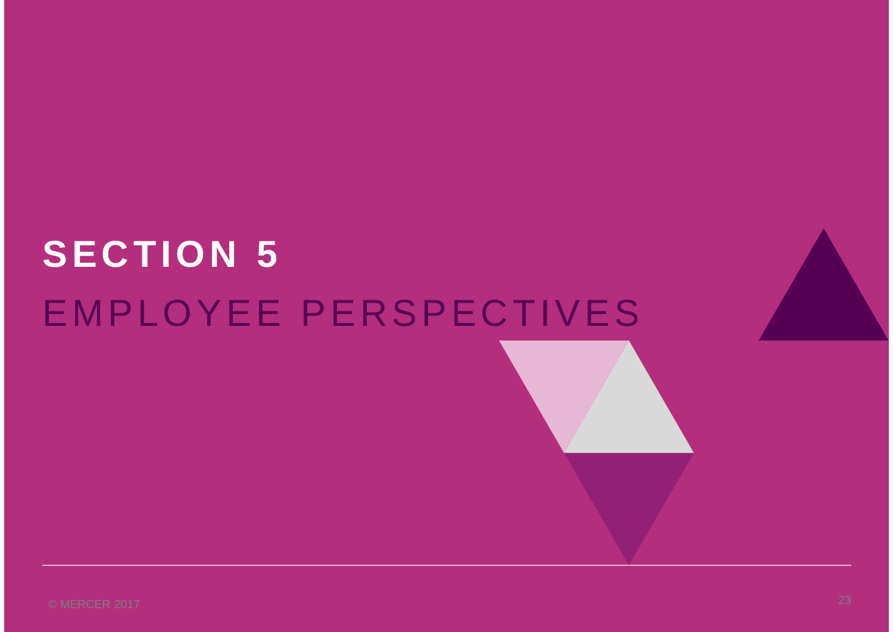# SECTION 5

## EMPLOYEE PERSPECTIVES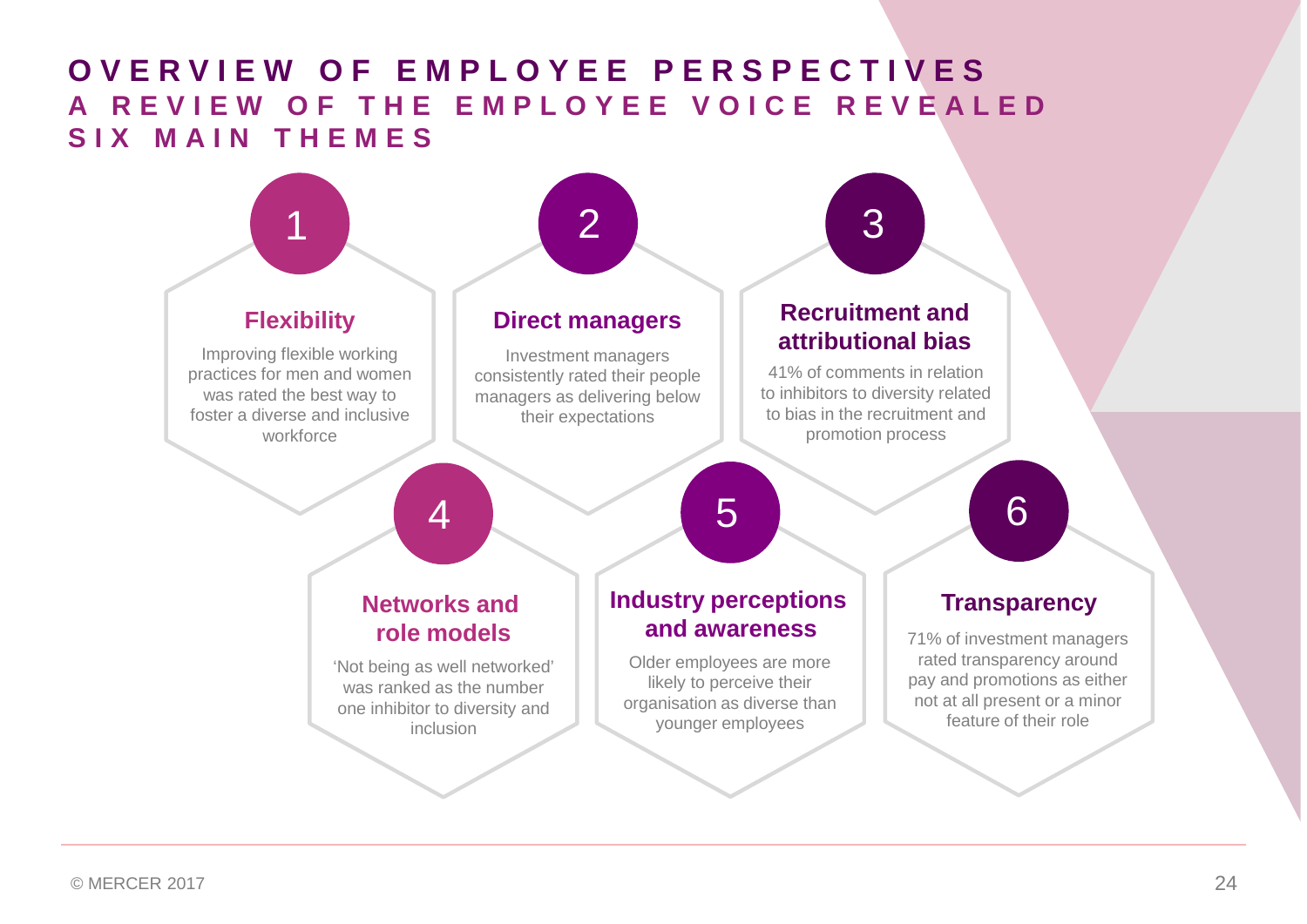# OVERVIEW OF EMPLOYEE PERSPECTIVES

## A REVIEW OF THE EMPLOYEE VOICE REVEALED SIX MAIN THEMES

### 1 Flexibility

Improving flexible working practices for men and women was rated the best way to foster a diverse and inclusive workforce

### 2 Direct managers

Investment managers consistently rated their people managers as delivering below their expectations

### 3 Recruitment and attributional bias

41% of comments in relation to inhibitors to diversity related to bias in the recruitment and promotion process

### 4 Networks and role models

'Not being as well networked' was ranked as the number one inhibitor to diversity and inclusion

### 5 Industry perceptions and awareness

Older employees are more likely to perceive their organisation as diverse than younger employees

### 6 Transparency

71% of investment managers rated transparency around pay and promotions as either not at all present or a minor feature of their role

© MERCER 2017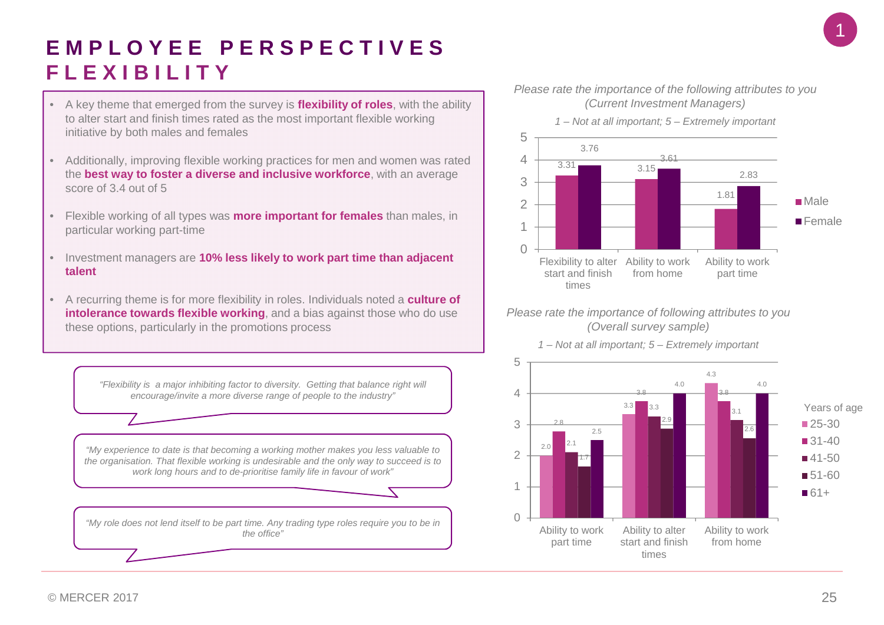# EMPLOYEE PERSPECTIVES FLEXIBILITY

- A key theme that emerged from the survey is **flexibility of roles**, with the ability to alter start and finish times rated as the most important flexible working initiative by both males and females
- Additionally, improving flexible working practices for men and women was rated the **best way to foster a diverse and inclusive workforce**, with an average score of 3.4 out of 5
- Flexible working of all types was **more important for females** than males, in particular working part-time
- Investment managers are **10% less likely to work part time than adjacent talent**
- A recurring theme is for more flexibility in roles. Individuals noted a **culture of intolerance towards flexible working**, and a bias against those who do use these options, particularly in the promotions process

> *"Flexibility is a major inhibiting factor to diversity. Getting that balance right will encourage/invite a more diverse range of people to the industry"*

> *"My experience to date is that becoming a working mother makes you less valuable to the organisation. That flexible working is undesirable and the only way to succeed is to work long hours and to de-prioritise family life in favour of work"*

> *"My role does not lend itself to be part time. Any trading type roles require you to be in the office"*

*Please rate the importance of the following attributes to you (Current Investment Managers)*

*1 – Not at all important; 5 – Extremely important*

| | Male | Female |
|---|---|---|
| Flexibility to alter start and finish times | 3.31 | 3.76 |
| Ability to work from home | 3.15 | 3.61 |
| Ability to work part time | 1.81 | 2.83 |

*Please rate the importance of following attributes to you (Overall survey sample)*

*1 – Not at all important; 5 – Extremely important*

| Years of age | 25-30 | 31-40 | 41-50 | 51-60 | 61+ |
|---|---|---|---|---|---|
| Ability to work part time | 2.0 | 2.8 | 2.1 | 1.7 | 2.5 |
| Ability to alter start and finish times | 3.3 | 3.8 | 3.3 | 2.9 | 4.0 |
| Ability to work from home | 4.3 | 3.8 | 3.1 | 2.6 | 4.0 |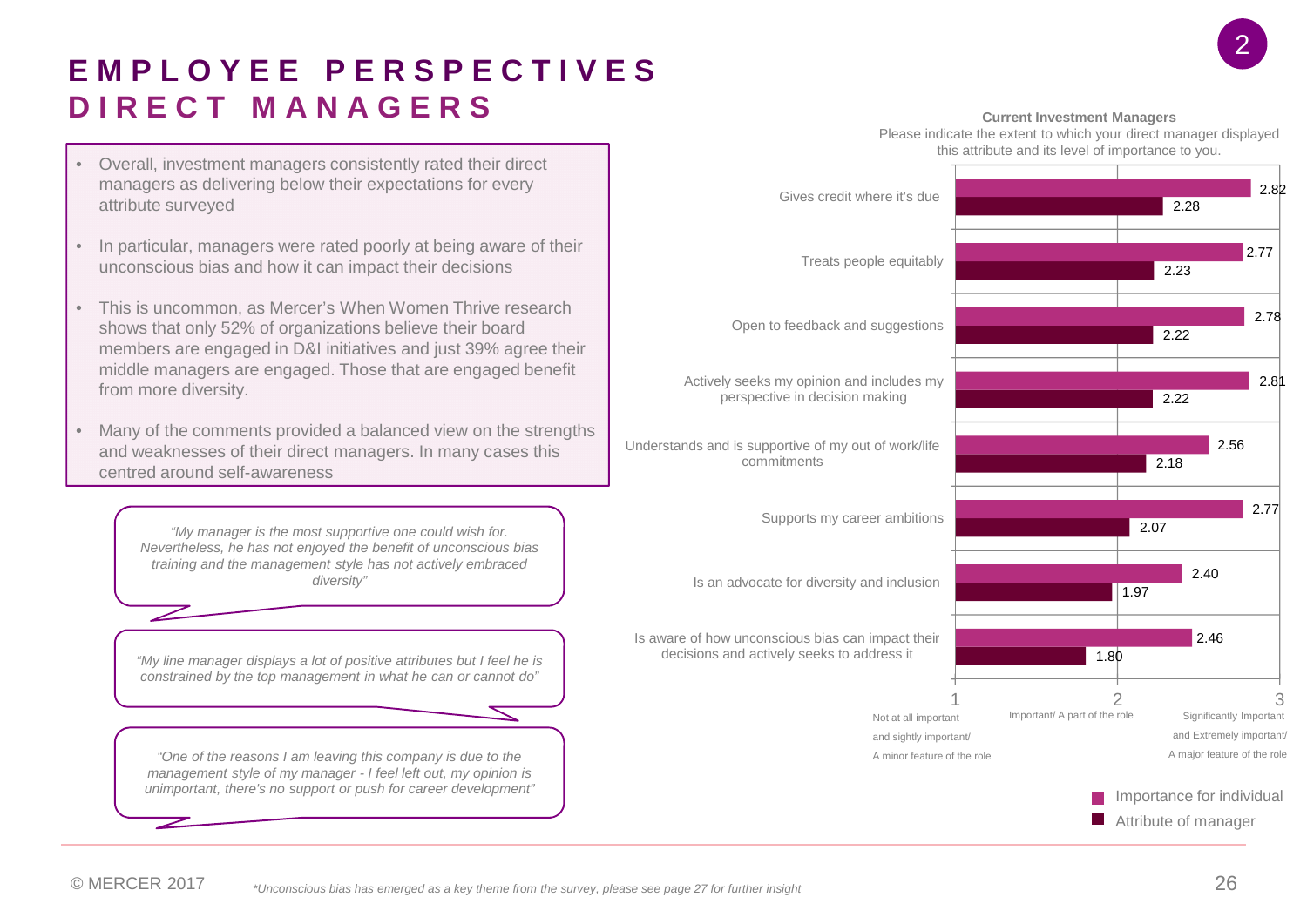# EMPLOYEE PERSPECTIVES
## DIRECT MANAGERS

- Overall, investment managers consistently rated their direct managers as delivering below their expectations for every attribute surveyed
- In particular, managers were rated poorly at being aware of their unconscious bias and how it can impact their decisions
- This is uncommon, as Mercer's When Women Thrive research shows that only 52% of organizations believe their board members are engaged in D&I initiatives and just 39% agree their middle managers are engaged. Those that are engaged benefit from more diversity.
- Many of the comments provided a balanced view on the strengths and weaknesses of their direct managers. In many cases this centred around self-awareness

*"My manager is the most supportive one could wish for. Nevertheless, he has not enjoyed the benefit of unconscious bias training and the management style has not actively embraced diversity"*

*"My line manager displays a lot of positive attributes but I feel he is constrained by the top management in what he can or cannot do"*

*"One of the reasons I am leaving this company is due to the management style of my manager - I feel left out, my opinion is unimportant, there's no support or push for career development"*

**Current Investment Managers**

Please indicate the extent to which your direct manager displayed this attribute and its level of importance to you.

| Attribute | Importance for individual | Attribute of manager |
|---|---|---|
| Gives credit where it's due | 2.82 | 2.28 |
| Treats people equitably | 2.77 | 2.23 |
| Open to feedback and suggestions | 2.78 | 2.22 |
| Actively seeks my opinion and includes my perspective in decision making | 2.81 | 2.22 |
| Understands and is supportive of my out of work/life commitments | 2.56 | 2.18 |
| Supports my career ambitions | 2.77 | 2.07 |
| Is an advocate for diversity and inclusion | 2.40 | 1.97 |
| Is aware of how unconscious bias can impact their decisions and actively seeks to address it | 2.46 | 1.80 |

Scale: 1 – Not at all important and sightly important/ A minor feature of the role; 2 – Important/ A part of the role; 3 – Significantly Important and Extremely important/ A major feature of the role

© MERCER 2017

*Unconscious bias has emerged as a key theme from the survey, please see page 27 for further insight*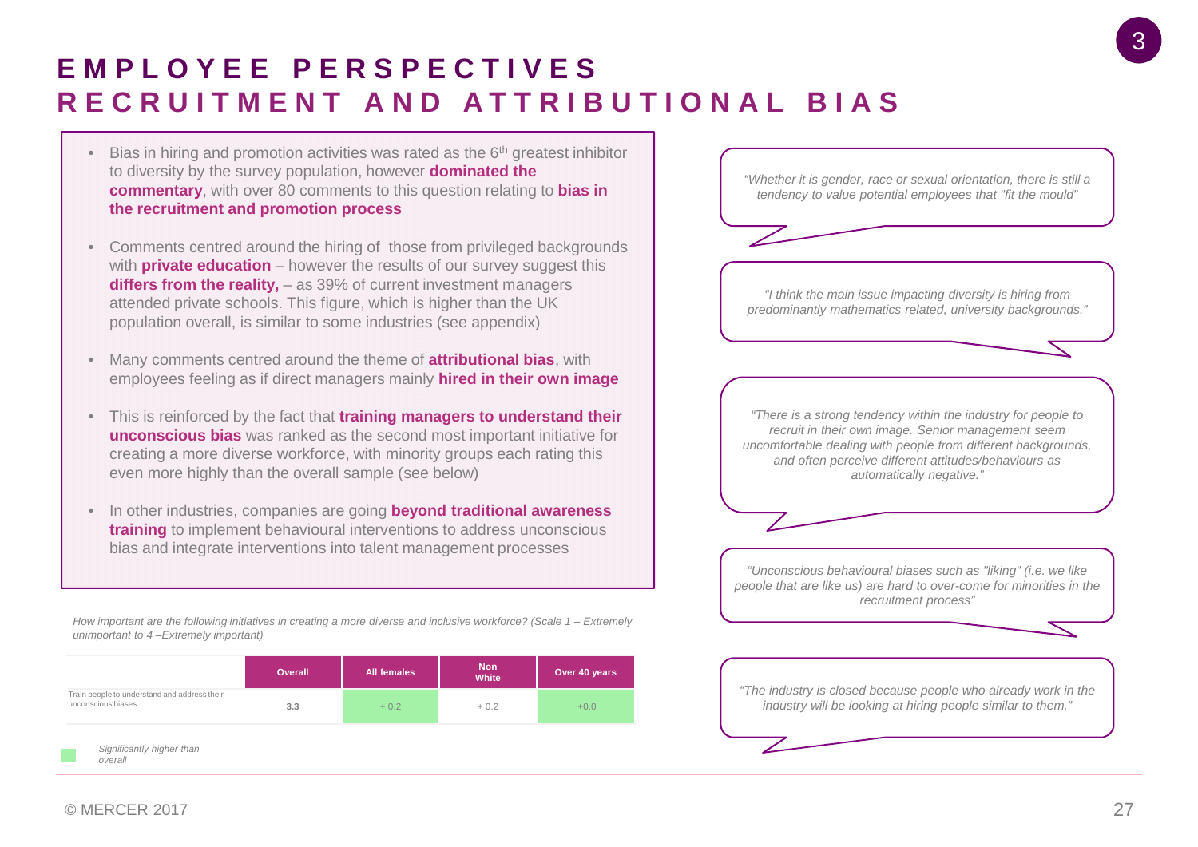# EMPLOYEE PERSPECTIVES
## RECRUITMENT AND ATTRIBUTIONAL BIAS

- Bias in hiring and promotion activities was rated as the 6th greatest inhibitor to diversity by the survey population, however **dominated the commentary**, with over 80 comments to this question relating to **bias in the recruitment and promotion process**
- Comments centred around the hiring of those from privileged backgrounds with **private education** – however the results of our survey suggest this **differs from the reality,** – as 39% of current investment managers attended private schools. This figure, which is higher than the UK population overall, is similar to some industries (see appendix)
- Many comments centred around the theme of **attributional bias**, with employees feeling as if direct managers mainly **hired in their own image**
- This is reinforced by the fact that **training managers to understand their unconscious bias** was ranked as the second most important initiative for creating a more diverse workforce, with minority groups each rating this even more highly than the overall sample (see below)
- In other industries, companies are going **beyond traditional awareness training** to implement behavioural interventions to address unconscious bias and integrate interventions into talent management processes

*How important are the following initiatives in creating a more diverse and inclusive workforce? (Scale 1 – Extremely unimportant to 4 –Extremely important)*

| | Overall | All females | Non White | Over 40 years |
|---|---|---|---|---|
| Train people to understand and address their unconscious biases | 3.3 | + 0.2 | + 0.2 | +0.0 |

*Significantly higher than overall*

*"Whether it is gender, race or sexual orientation, there is still a tendency to value potential employees that "fit the mould"*

*"I think the main issue impacting diversity is hiring from predominantly mathematics related, university backgrounds."*

*"There is a strong tendency within the industry for people to recruit in their own image. Senior management seem uncomfortable dealing with people from different backgrounds, and often perceive different attitudes/behaviours as automatically negative."*

*"Unconscious behavioural biases such as "liking" (i.e. we like people that are like us) are hard to over-come for minorities in the recruitment process"*

*"The industry is closed because people who already work in the industry will be looking at hiring people similar to them."*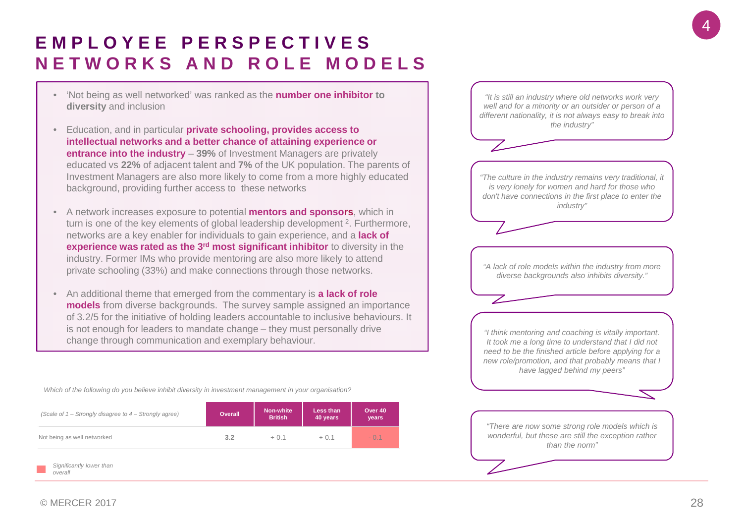# EMPLOYEE PERSPECTIVES
## NETWORKS AND ROLE MODELS

- 'Not being as well networked' was ranked as the **number one inhibitor to diversity** and inclusion
- Education, and in particular **private schooling, provides access to intellectual networks and a better chance of attaining experience or entrance into the industry** – **39%** of Investment Managers are privately educated vs **22%** of adjacent talent and **7%** of the UK population. The parents of Investment Managers are also more likely to come from a more highly educated background, providing further access to these networks
- A network increases exposure to potential **mentors and sponsors**, which in turn is one of the key elements of global leadership development [2]. Furthermore, networks are a key enabler for individuals to gain experience, and a **lack of experience was rated as the 3rd most significant inhibitor** to diversity in the industry. Former IMs who provide mentoring are also more likely to attend private schooling (33%) and make connections through those networks.
- An additional theme that emerged from the commentary is **a lack of role models** from diverse backgrounds. The survey sample assigned an importance of 3.2/5 for the initiative of holding leaders accountable to inclusive behaviours. It is not enough for leaders to mandate change – they must personally drive change through communication and exemplary behaviour.

*Which of the following do you believe inhibit diversity in investment management in your organisation?*

| *(Scale of 1 – Strongly disagree to 4 – Strongly agree)* | Overall | Non-white British | Less than 40 years | Over 40 years |
|---|---|---|---|---|
| Not being as well networked | 3.2 | + 0.1 | + 0.1 | - 0.1 |

*Significantly lower than overall*

*"It is still an industry where old networks work very well and for a minority or an outsider or person of a different nationality, it is not always easy to break into the industry"*

*"The culture in the industry remains very traditional, it is very lonely for women and hard for those who don't have connections in the first place to enter the industry"*

*"A lack of role models within the industry from more diverse backgrounds also inhibits diversity."*

*"I think mentoring and coaching is vitally important. It took me a long time to understand that I did not need to be the finished article before applying for a new role/promotion, and that probably means that I have lagged behind my peers"*

*"There are now some strong role models which is wonderful, but these are still the exception rather than the norm"*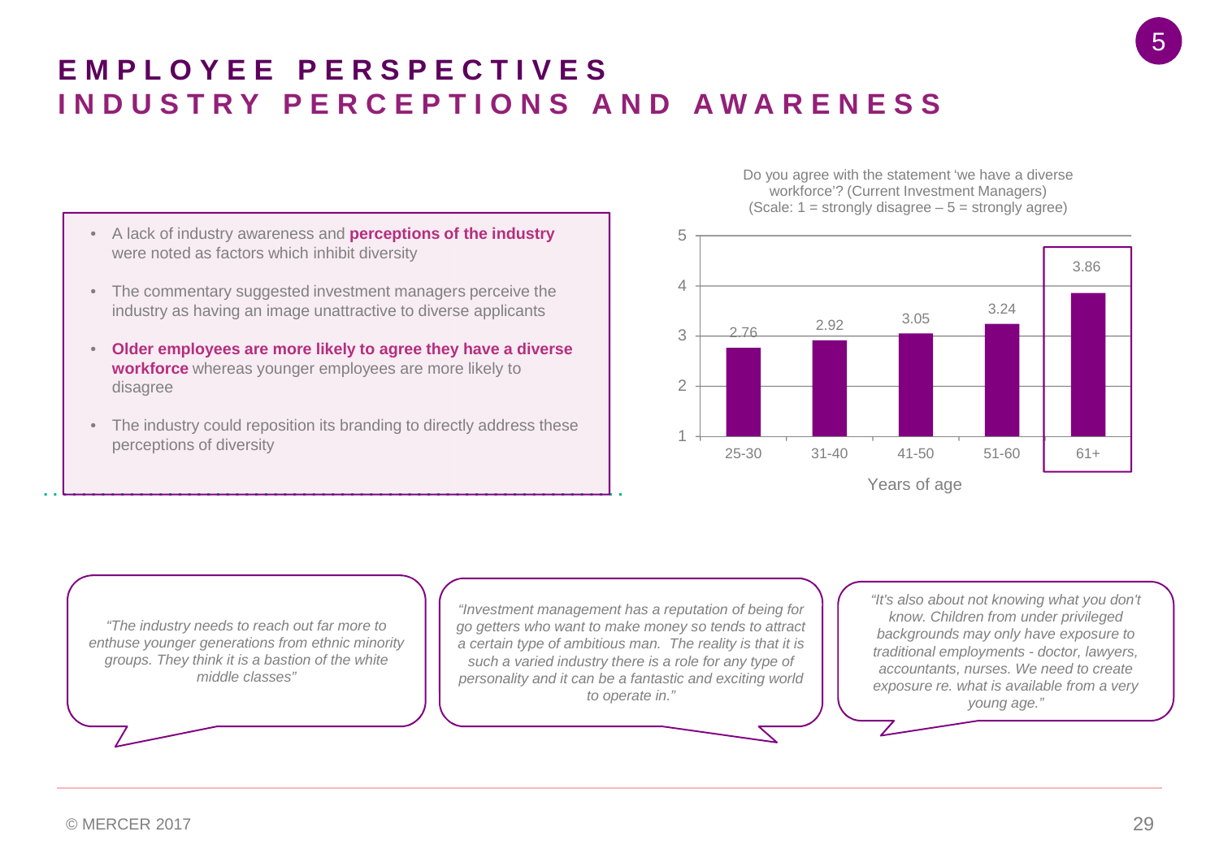# EMPLOYEE PERSPECTIVES
## INDUSTRY PERCEPTIONS AND AWARENESS

- A lack of industry awareness and **perceptions of the industry** were noted as factors which inhibit diversity
- The commentary suggested investment managers perceive the industry as having an image unattractive to diverse applicants
- **Older employees are more likely to agree they have a diverse workforce** whereas younger employees are more likely to disagree
- The industry could reposition its branding to directly address these perceptions of diversity

Do you agree with the statement 'we have a diverse workforce'? (Current Investment Managers)
(Scale: 1 = strongly disagree – 5 = strongly agree)

| Years of age | Score |
|---|---|
| 25-30 | 2.76 |
| 31-40 | 2.92 |
| 41-50 | 3.05 |
| 51-60 | 3.24 |
| 61+ | 3.86 |

*"The industry needs to reach out far more to enthuse younger generations from ethnic minority groups. They think it is a bastion of the white middle classes"*

*"Investment management has a reputation of being for go getters who want to make money so tends to attract a certain type of ambitious man. The reality is that it is such a varied industry there is a role for any type of personality and it can be a fantastic and exciting world to operate in."*

*"It's also about not knowing what you don't know. Children from under privileged backgrounds may only have exposure to traditional employments - doctor, lawyers, accountants, nurses. We need to create exposure re. what is available from a very young age."*

© MERCER 2017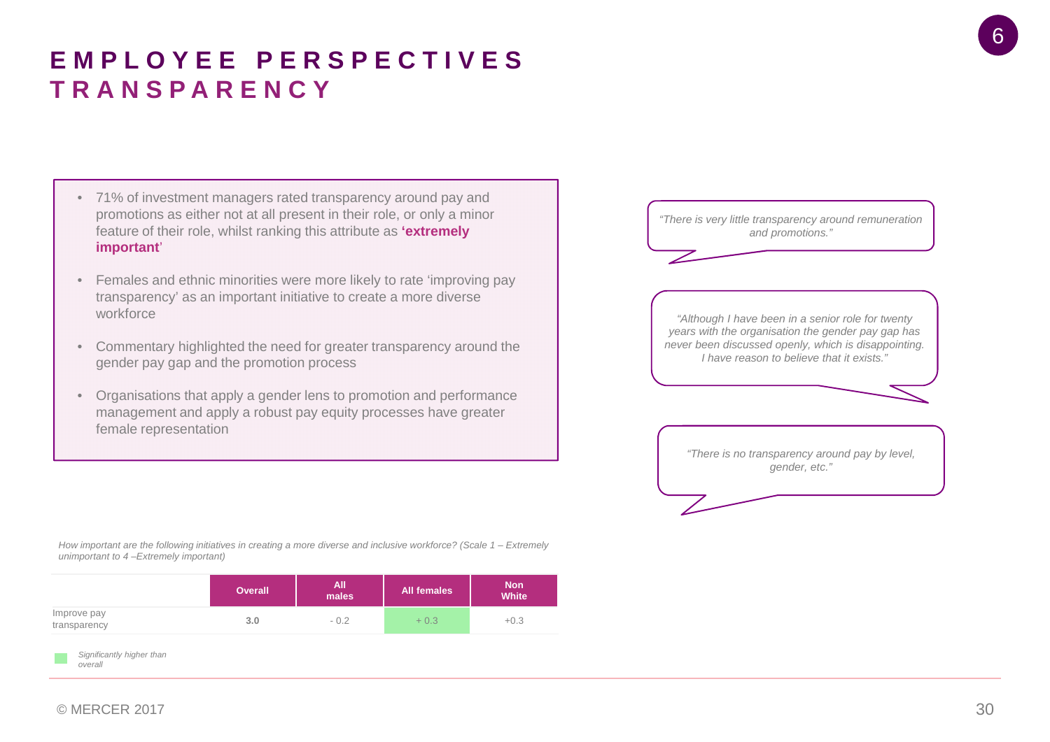# EMPLOYEE PERSPECTIVES
## TRANSPARENCY

- 71% of investment managers rated transparency around pay and promotions as either not at all present in their role, or only a minor feature of their role, whilst ranking this attribute as **'extremely important'**
- Females and ethnic minorities were more likely to rate 'improving pay transparency' as an important initiative to create a more diverse workforce
- Commentary highlighted the need for greater transparency around the gender pay gap and the promotion process
- Organisations that apply a gender lens to promotion and performance management and apply a robust pay equity processes have greater female representation

*"There is very little transparency around remuneration and promotions."*

*"Although I have been in a senior role for twenty years with the organisation the gender pay gap has never been discussed openly, which is disappointing. I have reason to believe that it exists."*

*"There is no transparency around pay by level, gender, etc."*

*How important are the following initiatives in creating a more diverse and inclusive workforce? (Scale 1 – Extremely unimportant to 4 –Extremely important)*

| | Overall | All males | All females | Non White |
|---|---|---|---|---|
| Improve pay transparency | **3.0** | - 0.2 | + 0.3 | +0.3 |

*Significantly higher than overall* (All females: + 0.3)

© MERCER 2017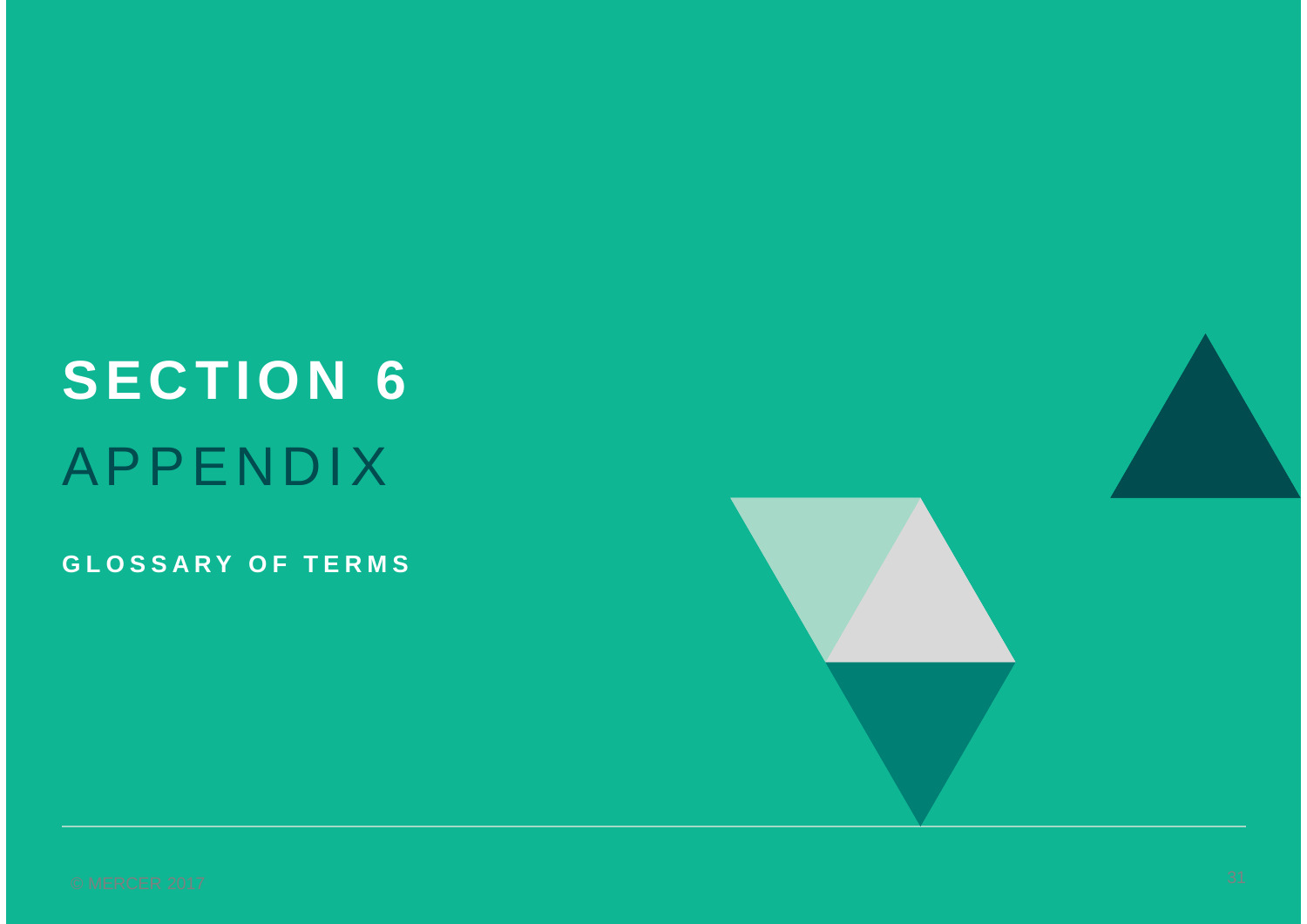# SECTION 6

## APPENDIX

**GLOSSARY OF TERMS**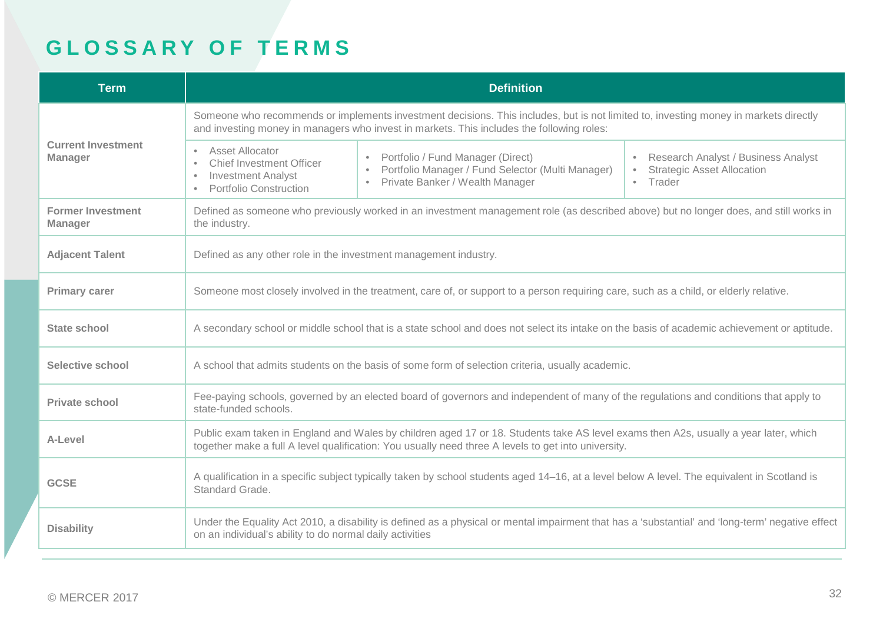# GLOSSARY OF TERMS

| Term | Definition |
|---|---|
| **Current Investment Manager** | Someone who recommends or implements investment decisions. This includes, but is not limited to, investing money in markets directly and investing money in managers who invest in markets. This includes the following roles: • Asset Allocator • Chief Investment Officer • Investment Analyst • Portfolio Construction • Portfolio / Fund Manager (Direct) • Portfolio Manager / Fund Selector (Multi Manager) • Private Banker / Wealth Manager • Research Analyst / Business Analyst • Strategic Asset Allocation • Trader |
| **Former Investment Manager** | Defined as someone who previously worked in an investment management role (as described above) but no longer does, and still works in the industry. |
| **Adjacent Talent** | Defined as any other role in the investment management industry. |
| **Primary carer** | Someone most closely involved in the treatment, care of, or support to a person requiring care, such as a child, or elderly relative. |
| **State school** | A secondary school or middle school that is a state school and does not select its intake on the basis of academic achievement or aptitude. |
| **Selective school** | A school that admits students on the basis of some form of selection criteria, usually academic. |
| **Private school** | Fee-paying schools, governed by an elected board of governors and independent of many of the regulations and conditions that apply to state-funded schools. |
| **A-Level** | Public exam taken in England and Wales by children aged 17 or 18. Students take AS level exams then A2s, usually a year later, which together make a full A level qualification: You usually need three A levels to get into university. |
| **GCSE** | A qualification in a specific subject typically taken by school students aged 14–16, at a level below A level. The equivalent in Scotland is Standard Grade. |
| **Disability** | Under the Equality Act 2010, a disability is defined as a physical or mental impairment that has a 'substantial' and 'long-term' negative effect on an individual's ability to do normal daily activities |

© MERCER 2017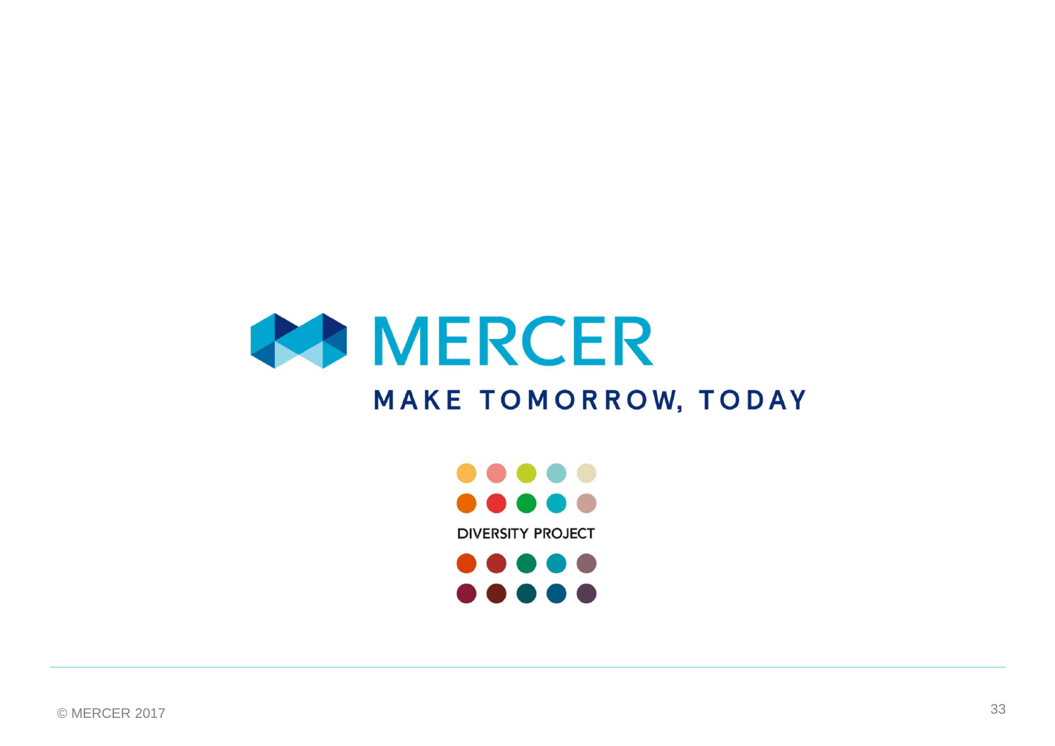MERCER

MAKE TOMORROW, TODAY

DIVERSITY PROJECT

© MERCER 2017